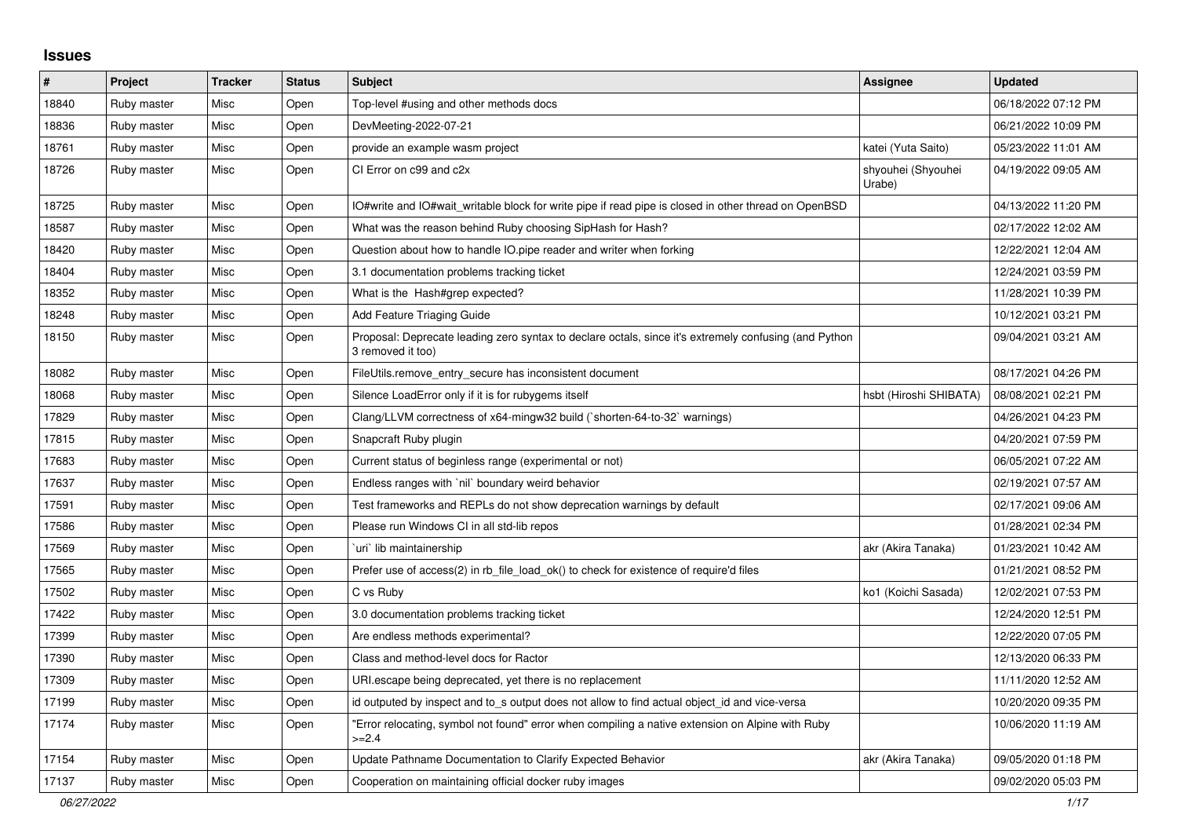## Issues

| # | Project | Tracker | Status | Subject | Assignee | Updated |
|---|---|---|---|---|---|---|
| 18840 | Ruby master | Misc | Open | Top-level #using and other methods docs | | 06/18/2022 07:12 PM |
| 18836 | Ruby master | Misc | Open | DevMeeting-2022-07-21 | | 06/21/2022 10:09 PM |
| 18761 | Ruby master | Misc | Open | provide an example wasm project | katei (Yuta Saito) | 05/23/2022 11:01 AM |
| 18726 | Ruby master | Misc | Open | CI Error on c99 and c2x | shyouhei (Shyouhei Urabe) | 04/19/2022 09:05 AM |
| 18725 | Ruby master | Misc | Open | IO#write and IO#wait_writable block for write pipe if read pipe is closed in other thread on OpenBSD | | 04/13/2022 11:20 PM |
| 18587 | Ruby master | Misc | Open | What was the reason behind Ruby choosing SipHash for Hash? | | 02/17/2022 12:02 AM |
| 18420 | Ruby master | Misc | Open | Question about how to handle IO.pipe reader and writer when forking | | 12/22/2021 12:04 AM |
| 18404 | Ruby master | Misc | Open | 3.1 documentation problems tracking ticket | | 12/24/2021 03:59 PM |
| 18352 | Ruby master | Misc | Open | What is the Hash#grep expected? | | 11/28/2021 10:39 PM |
| 18248 | Ruby master | Misc | Open | Add Feature Triaging Guide | | 10/12/2021 03:21 PM |
| 18150 | Ruby master | Misc | Open | Proposal: Deprecate leading zero syntax to declare octals, since it's extremely confusing (and Python 3 removed it too) | | 09/04/2021 03:21 AM |
| 18082 | Ruby master | Misc | Open | FileUtils.remove_entry_secure has inconsistent document | | 08/17/2021 04:26 PM |
| 18068 | Ruby master | Misc | Open | Silence LoadError only if it is for rubygems itself | hsbt (Hiroshi SHIBATA) | 08/08/2021 02:21 PM |
| 17829 | Ruby master | Misc | Open | Clang/LLVM correctness of x64-mingw32 build (`shorten-64-to-32` warnings) | | 04/26/2021 04:23 PM |
| 17815 | Ruby master | Misc | Open | Snapcraft Ruby plugin | | 04/20/2021 07:59 PM |
| 17683 | Ruby master | Misc | Open | Current status of beginless range (experimental or not) | | 06/05/2021 07:22 AM |
| 17637 | Ruby master | Misc | Open | Endless ranges with `nil` boundary weird behavior | | 02/19/2021 07:57 AM |
| 17591 | Ruby master | Misc | Open | Test frameworks and REPLs do not show deprecation warnings by default | | 02/17/2021 09:06 AM |
| 17586 | Ruby master | Misc | Open | Please run Windows CI in all std-lib repos | | 01/28/2021 02:34 PM |
| 17569 | Ruby master | Misc | Open | `uri` lib maintainership | akr (Akira Tanaka) | 01/23/2021 10:42 AM |
| 17565 | Ruby master | Misc | Open | Prefer use of access(2) in rb_file_load_ok() to check for existence of require'd files | | 01/21/2021 08:52 PM |
| 17502 | Ruby master | Misc | Open | C vs Ruby | ko1 (Koichi Sasada) | 12/02/2021 07:53 PM |
| 17422 | Ruby master | Misc | Open | 3.0 documentation problems tracking ticket | | 12/24/2020 12:51 PM |
| 17399 | Ruby master | Misc | Open | Are endless methods experimental? | | 12/22/2020 07:05 PM |
| 17390 | Ruby master | Misc | Open | Class and method-level docs for Ractor | | 12/13/2020 06:33 PM |
| 17309 | Ruby master | Misc | Open | URI.escape being deprecated, yet there is no replacement | | 11/11/2020 12:52 AM |
| 17199 | Ruby master | Misc | Open | id outputed by inspect and to_s output does not allow to find actual object_id and vice-versa | | 10/20/2020 09:35 PM |
| 17174 | Ruby master | Misc | Open | "Error relocating, symbol not found" error when compiling a native extension on Alpine with Ruby >=2.4 | | 10/06/2020 11:19 AM |
| 17154 | Ruby master | Misc | Open | Update Pathname Documentation to Clarify Expected Behavior | akr (Akira Tanaka) | 09/05/2020 01:18 PM |
| 17137 | Ruby master | Misc | Open | Cooperation on maintaining official docker ruby images | | 09/02/2020 05:03 PM |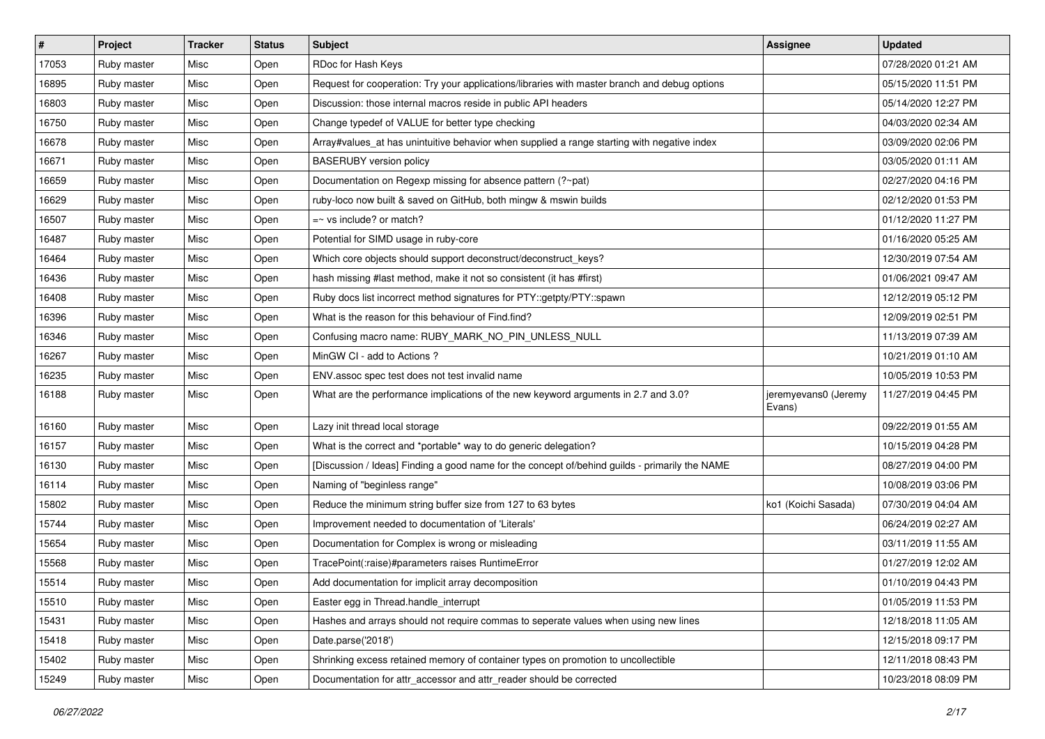| # | Project | Tracker | Status | Subject | Assignee | Updated |
|---|---|---|---|---|---|---|
| 17053 | Ruby master | Misc | Open | RDoc for Hash Keys | | 07/28/2020 01:21 AM |
| 16895 | Ruby master | Misc | Open | Request for cooperation: Try your applications/libraries with master branch and debug options | | 05/15/2020 11:51 PM |
| 16803 | Ruby master | Misc | Open | Discussion: those internal macros reside in public API headers | | 05/14/2020 12:27 PM |
| 16750 | Ruby master | Misc | Open | Change typedef of VALUE for better type checking | | 04/03/2020 02:34 AM |
| 16678 | Ruby master | Misc | Open | Array#values_at has unintuitive behavior when supplied a range starting with negative index | | 03/09/2020 02:06 PM |
| 16671 | Ruby master | Misc | Open | BASERUBY version policy | | 03/05/2020 01:11 AM |
| 16659 | Ruby master | Misc | Open | Documentation on Regexp missing for absence pattern (?~pat) | | 02/27/2020 04:16 PM |
| 16629 | Ruby master | Misc | Open | ruby-loco now built & saved on GitHub, both mingw & mswin builds | | 02/12/2020 01:53 PM |
| 16507 | Ruby master | Misc | Open | =~ vs include? or match? | | 01/12/2020 11:27 PM |
| 16487 | Ruby master | Misc | Open | Potential for SIMD usage in ruby-core | | 01/16/2020 05:25 AM |
| 16464 | Ruby master | Misc | Open | Which core objects should support deconstruct/deconstruct_keys? | | 12/30/2019 07:54 AM |
| 16436 | Ruby master | Misc | Open | hash missing #last method, make it not so consistent (it has #first) | | 01/06/2021 09:47 AM |
| 16408 | Ruby master | Misc | Open | Ruby docs list incorrect method signatures for PTY::getpty/PTY::spawn | | 12/12/2019 05:12 PM |
| 16396 | Ruby master | Misc | Open | What is the reason for this behaviour of Find.find? | | 12/09/2019 02:51 PM |
| 16346 | Ruby master | Misc | Open | Confusing macro name: RUBY_MARK_NO_PIN_UNLESS_NULL | | 11/13/2019 07:39 AM |
| 16267 | Ruby master | Misc | Open | MinGW CI - add to Actions ? | | 10/21/2019 01:10 AM |
| 16235 | Ruby master | Misc | Open | ENV.assoc spec test does not test invalid name | | 10/05/2019 10:53 PM |
| 16188 | Ruby master | Misc | Open | What are the performance implications of the new keyword arguments in 2.7 and 3.0? | jeremyevans0 (Jeremy Evans) | 11/27/2019 04:45 PM |
| 16160 | Ruby master | Misc | Open | Lazy init thread local storage | | 09/22/2019 01:55 AM |
| 16157 | Ruby master | Misc | Open | What is the correct and *portable* way to do generic delegation? | | 10/15/2019 04:28 PM |
| 16130 | Ruby master | Misc | Open | [Discussion / Ideas] Finding a good name for the concept of/behind guilds - primarily the NAME | | 08/27/2019 04:00 PM |
| 16114 | Ruby master | Misc | Open | Naming of "beginless range" | | 10/08/2019 03:06 PM |
| 15802 | Ruby master | Misc | Open | Reduce the minimum string buffer size from 127 to 63 bytes | ko1 (Koichi Sasada) | 07/30/2019 04:04 AM |
| 15744 | Ruby master | Misc | Open | Improvement needed to documentation of 'Literals' | | 06/24/2019 02:27 AM |
| 15654 | Ruby master | Misc | Open | Documentation for Complex is wrong or misleading | | 03/11/2019 11:55 AM |
| 15568 | Ruby master | Misc | Open | TracePoint(:raise)#parameters raises RuntimeError | | 01/27/2019 12:02 AM |
| 15514 | Ruby master | Misc | Open | Add documentation for implicit array decomposition | | 01/10/2019 04:43 PM |
| 15510 | Ruby master | Misc | Open | Easter egg in Thread.handle_interrupt | | 01/05/2019 11:53 PM |
| 15431 | Ruby master | Misc | Open | Hashes and arrays should not require commas to seperate values when using new lines | | 12/18/2018 11:05 AM |
| 15418 | Ruby master | Misc | Open | Date.parse('2018') | | 12/15/2018 09:17 PM |
| 15402 | Ruby master | Misc | Open | Shrinking excess retained memory of container types on promotion to uncollectible | | 12/11/2018 08:43 PM |
| 15249 | Ruby master | Misc | Open | Documentation for attr_accessor and attr_reader should be corrected | | 10/23/2018 08:09 PM |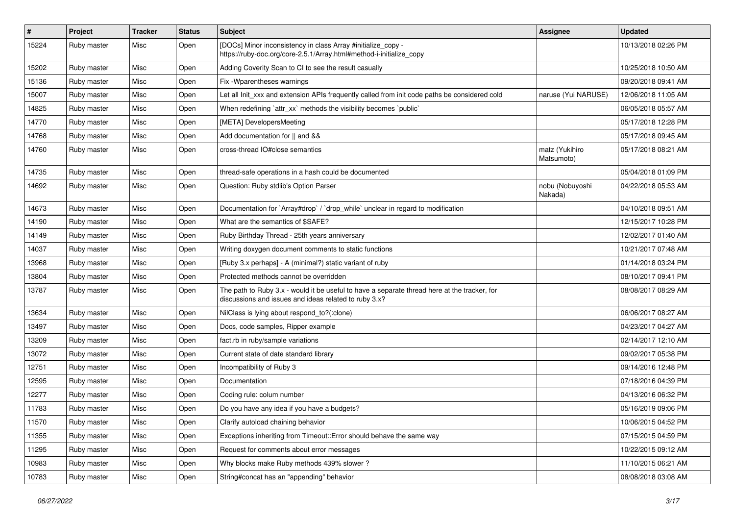| # | Project | Tracker | Status | Subject | Assignee | Updated |
|---|---|---|---|---|---|---|
| 15224 | Ruby master | Misc | Open | [DOCs] Minor inconsistency in class Array #initialize_copy - https://ruby-doc.org/core-2.5.1/Array.html#method-i-initialize_copy | | 10/13/2018 02:26 PM |
| 15202 | Ruby master | Misc | Open | Adding Coverity Scan to CI to see the result casually | | 10/25/2018 10:50 AM |
| 15136 | Ruby master | Misc | Open | Fix -Wparentheses warnings | | 09/20/2018 09:41 AM |
| 15007 | Ruby master | Misc | Open | Let all Init_xxx and extension APIs frequently called from init code paths be considered cold | naruse (Yui NARUSE) | 12/06/2018 11:05 AM |
| 14825 | Ruby master | Misc | Open | When redefining `attr_xx` methods the visibility becomes `public` | | 06/05/2018 05:57 AM |
| 14770 | Ruby master | Misc | Open | [META] DevelopersMeeting | | 05/17/2018 12:28 PM |
| 14768 | Ruby master | Misc | Open | Add documentation for \|\| and && | | 05/17/2018 09:45 AM |
| 14760 | Ruby master | Misc | Open | cross-thread IO#close semantics | matz (Yukihiro Matsumoto) | 05/17/2018 08:21 AM |
| 14735 | Ruby master | Misc | Open | thread-safe operations in a hash could be documented | | 05/04/2018 01:09 PM |
| 14692 | Ruby master | Misc | Open | Question: Ruby stdlib's Option Parser | nobu (Nobuyoshi Nakada) | 04/22/2018 05:53 AM |
| 14673 | Ruby master | Misc | Open | Documentation for `Array#drop` / `drop_while` unclear in regard to modification | | 04/10/2018 09:51 AM |
| 14190 | Ruby master | Misc | Open | What are the semantics of $SAFE? | | 12/15/2017 10:28 PM |
| 14149 | Ruby master | Misc | Open | Ruby Birthday Thread - 25th years anniversary | | 12/02/2017 01:40 AM |
| 14037 | Ruby master | Misc | Open | Writing doxygen document comments to static functions | | 10/21/2017 07:48 AM |
| 13968 | Ruby master | Misc | Open | [Ruby 3.x perhaps] - A (minimal?) static variant of ruby | | 01/14/2018 03:24 PM |
| 13804 | Ruby master | Misc | Open | Protected methods cannot be overridden | | 08/10/2017 09:41 PM |
| 13787 | Ruby master | Misc | Open | The path to Ruby 3.x - would it be useful to have a separate thread here at the tracker, for discussions and issues and ideas related to ruby 3.x? | | 08/08/2017 08:29 AM |
| 13634 | Ruby master | Misc | Open | NilClass is lying about respond_to?(:clone) | | 06/06/2017 08:27 AM |
| 13497 | Ruby master | Misc | Open | Docs, code samples, Ripper example | | 04/23/2017 04:27 AM |
| 13209 | Ruby master | Misc | Open | fact.rb in ruby/sample variations | | 02/14/2017 12:10 AM |
| 13072 | Ruby master | Misc | Open | Current state of date standard library | | 09/02/2017 05:38 PM |
| 12751 | Ruby master | Misc | Open | Incompatibility of Ruby 3 | | 09/14/2016 12:48 PM |
| 12595 | Ruby master | Misc | Open | Documentation | | 07/18/2016 04:39 PM |
| 12277 | Ruby master | Misc | Open | Coding rule: colum number | | 04/13/2016 06:32 PM |
| 11783 | Ruby master | Misc | Open | Do you have any idea if you have a budgets? | | 05/16/2019 09:06 PM |
| 11570 | Ruby master | Misc | Open | Clarify autoload chaining behavior | | 10/06/2015 04:52 PM |
| 11355 | Ruby master | Misc | Open | Exceptions inheriting from Timeout::Error should behave the same way | | 07/15/2015 04:59 PM |
| 11295 | Ruby master | Misc | Open | Request for comments about error messages | | 10/22/2015 09:12 AM |
| 10983 | Ruby master | Misc | Open | Why blocks make Ruby methods 439% slower ? | | 11/10/2015 06:21 AM |
| 10783 | Ruby master | Misc | Open | String#concat has an "appending" behavior | | 08/08/2018 03:08 AM |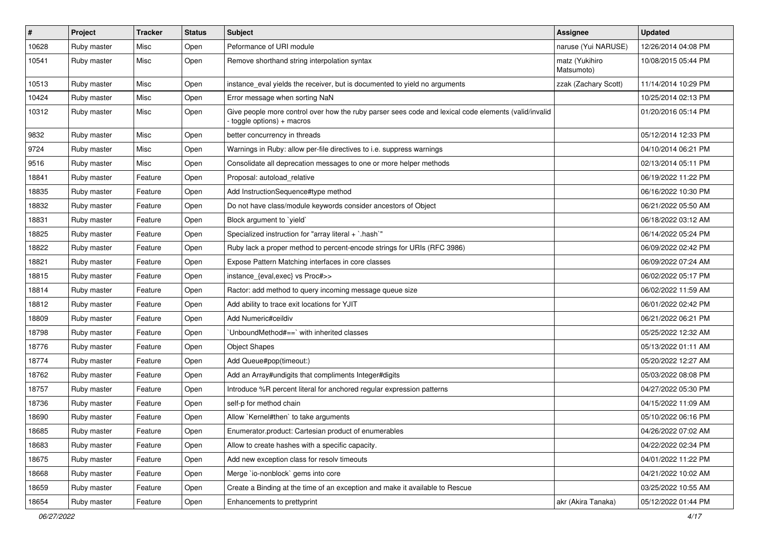| # | Project | Tracker | Status | Subject | Assignee | Updated |
|---|---|---|---|---|---|---|
| 10628 | Ruby master | Misc | Open | Peformance of URI module | naruse (Yui NARUSE) | 12/26/2014 04:08 PM |
| 10541 | Ruby master | Misc | Open | Remove shorthand string interpolation syntax | matz (Yukihiro Matsumoto) | 10/08/2015 05:44 PM |
| 10513 | Ruby master | Misc | Open | instance_eval yields the receiver, but is documented to yield no arguments | zzak (Zachary Scott) | 11/14/2014 10:29 PM |
| 10424 | Ruby master | Misc | Open | Error message when sorting NaN | | 10/25/2014 02:13 PM |
| 10312 | Ruby master | Misc | Open | Give people more control over how the ruby parser sees code and lexical code elements (valid/invalid - toggle options) + macros | | 01/20/2016 05:14 PM |
| 9832 | Ruby master | Misc | Open | better concurrency in threads | | 05/12/2014 12:33 PM |
| 9724 | Ruby master | Misc | Open | Warnings in Ruby: allow per-file directives to i.e. suppress warnings | | 04/10/2014 06:21 PM |
| 9516 | Ruby master | Misc | Open | Consolidate all deprecation messages to one or more helper methods | | 02/13/2014 05:11 PM |
| 18841 | Ruby master | Feature | Open | Proposal: autoload_relative | | 06/19/2022 11:22 PM |
| 18835 | Ruby master | Feature | Open | Add InstructionSequence#type method | | 06/16/2022 10:30 PM |
| 18832 | Ruby master | Feature | Open | Do not have class/module keywords consider ancestors of Object | | 06/21/2022 05:50 AM |
| 18831 | Ruby master | Feature | Open | Block argument to `yield` | | 06/18/2022 03:12 AM |
| 18825 | Ruby master | Feature | Open | Specialized instruction for "array literal + `.hash`" | | 06/14/2022 05:24 PM |
| 18822 | Ruby master | Feature | Open | Ruby lack a proper method to percent-encode strings for URIs (RFC 3986) | | 06/09/2022 02:42 PM |
| 18821 | Ruby master | Feature | Open | Expose Pattern Matching interfaces in core classes | | 06/09/2022 07:24 AM |
| 18815 | Ruby master | Feature | Open | instance_{eval,exec} vs Proc#>> | | 06/02/2022 05:17 PM |
| 18814 | Ruby master | Feature | Open | Ractor: add method to query incoming message queue size | | 06/02/2022 11:59 AM |
| 18812 | Ruby master | Feature | Open | Add ability to trace exit locations for YJIT | | 06/01/2022 02:42 PM |
| 18809 | Ruby master | Feature | Open | Add Numeric#ceildiv | | 06/21/2022 06:21 PM |
| 18798 | Ruby master | Feature | Open | `UnboundMethod#==` with inherited classes | | 05/25/2022 12:32 AM |
| 18776 | Ruby master | Feature | Open | Object Shapes | | 05/13/2022 01:11 AM |
| 18774 | Ruby master | Feature | Open | Add Queue#pop(timeout:) | | 05/20/2022 12:27 AM |
| 18762 | Ruby master | Feature | Open | Add an Array#undigits that compliments Integer#digits | | 05/03/2022 08:08 PM |
| 18757 | Ruby master | Feature | Open | Introduce %R percent literal for anchored regular expression patterns | | 04/27/2022 05:30 PM |
| 18736 | Ruby master | Feature | Open | self-p for method chain | | 04/15/2022 11:09 AM |
| 18690 | Ruby master | Feature | Open | Allow `Kernel#then` to take arguments | | 05/10/2022 06:16 PM |
| 18685 | Ruby master | Feature | Open | Enumerator.product: Cartesian product of enumerables | | 04/26/2022 07:02 AM |
| 18683 | Ruby master | Feature | Open | Allow to create hashes with a specific capacity. | | 04/22/2022 02:34 PM |
| 18675 | Ruby master | Feature | Open | Add new exception class for resolv timeouts | | 04/01/2022 11:22 PM |
| 18668 | Ruby master | Feature | Open | Merge `io-nonblock` gems into core | | 04/21/2022 10:02 AM |
| 18659 | Ruby master | Feature | Open | Create a Binding at the time of an exception and make it available to Rescue | | 03/25/2022 10:55 AM |
| 18654 | Ruby master | Feature | Open | Enhancements to prettyprint | akr (Akira Tanaka) | 05/12/2022 01:44 PM |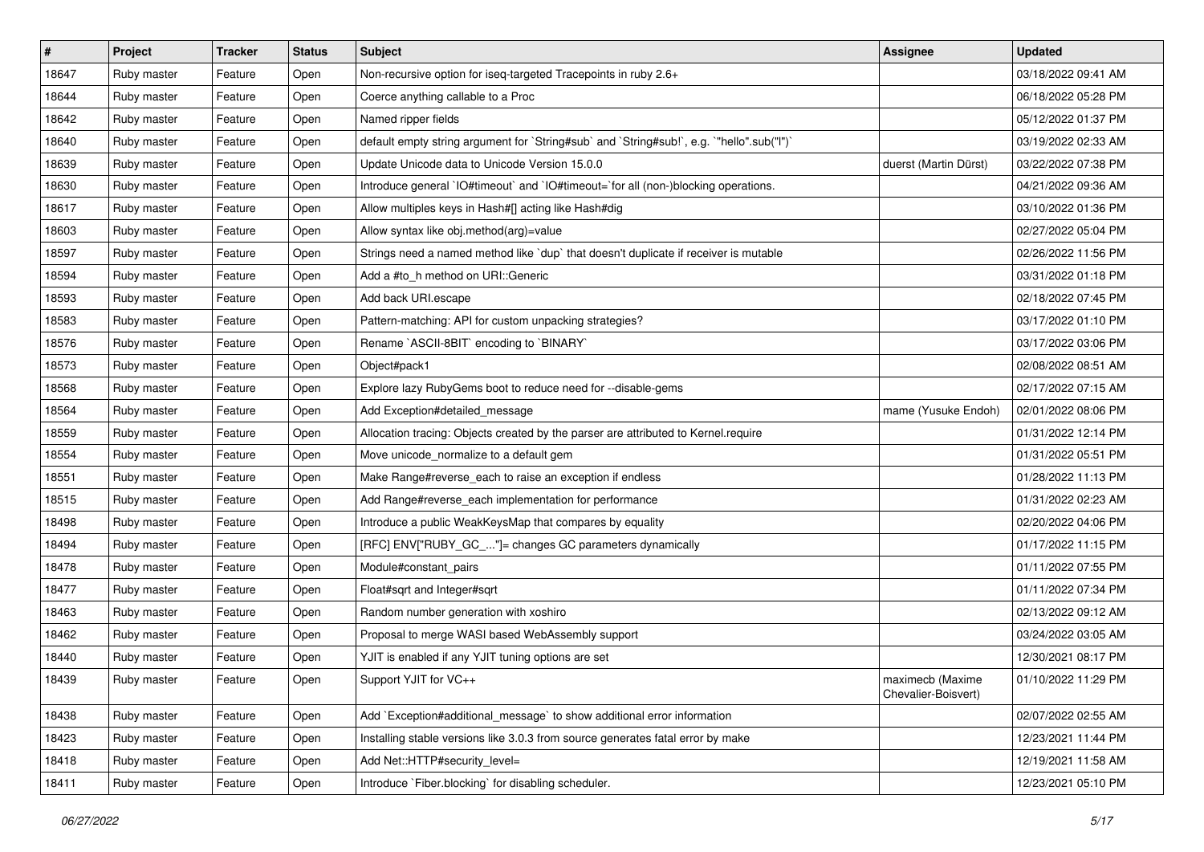| # | Project | Tracker | Status | Subject | Assignee | Updated |
|---|---|---|---|---|---|---|
| 18647 | Ruby master | Feature | Open | Non-recursive option for iseq-targeted Tracepoints in ruby 2.6+ | | 03/18/2022 09:41 AM |
| 18644 | Ruby master | Feature | Open | Coerce anything callable to a Proc | | 06/18/2022 05:28 PM |
| 18642 | Ruby master | Feature | Open | Named ripper fields | | 05/12/2022 01:37 PM |
| 18640 | Ruby master | Feature | Open | default empty string argument for `String#sub` and `String#sub!`, e.g. `"hello".sub("l")` | | 03/19/2022 02:33 AM |
| 18639 | Ruby master | Feature | Open | Update Unicode data to Unicode Version 15.0.0 | duerst (Martin Dürst) | 03/22/2022 07:38 PM |
| 18630 | Ruby master | Feature | Open | Introduce general `IO#timeout` and `IO#timeout=`for all (non-)blocking operations. | | 04/21/2022 09:36 AM |
| 18617 | Ruby master | Feature | Open | Allow multiples keys in Hash#[] acting like Hash#dig | | 03/10/2022 01:36 PM |
| 18603 | Ruby master | Feature | Open | Allow syntax like obj.method(arg)=value | | 02/27/2022 05:04 PM |
| 18597 | Ruby master | Feature | Open | Strings need a named method like `dup` that doesn't duplicate if receiver is mutable | | 02/26/2022 11:56 PM |
| 18594 | Ruby master | Feature | Open | Add a #to_h method on URI::Generic | | 03/31/2022 01:18 PM |
| 18593 | Ruby master | Feature | Open | Add back URI.escape | | 02/18/2022 07:45 PM |
| 18583 | Ruby master | Feature | Open | Pattern-matching: API for custom unpacking strategies? | | 03/17/2022 01:10 PM |
| 18576 | Ruby master | Feature | Open | Rename `ASCII-8BIT` encoding to `BINARY` | | 03/17/2022 03:06 PM |
| 18573 | Ruby master | Feature | Open | Object#pack1 | | 02/08/2022 08:51 AM |
| 18568 | Ruby master | Feature | Open | Explore lazy RubyGems boot to reduce need for --disable-gems | | 02/17/2022 07:15 AM |
| 18564 | Ruby master | Feature | Open | Add Exception#detailed_message | mame (Yusuke Endoh) | 02/01/2022 08:06 PM |
| 18559 | Ruby master | Feature | Open | Allocation tracing: Objects created by the parser are attributed to Kernel.require | | 01/31/2022 12:14 PM |
| 18554 | Ruby master | Feature | Open | Move unicode_normalize to a default gem | | 01/31/2022 05:51 PM |
| 18551 | Ruby master | Feature | Open | Make Range#reverse_each to raise an exception if endless | | 01/28/2022 11:13 PM |
| 18515 | Ruby master | Feature | Open | Add Range#reverse_each implementation for performance | | 01/31/2022 02:23 AM |
| 18498 | Ruby master | Feature | Open | Introduce a public WeakKeysMap that compares by equality | | 02/20/2022 04:06 PM |
| 18494 | Ruby master | Feature | Open | [RFC] ENV["RUBY_GC_..."]= changes GC parameters dynamically | | 01/17/2022 11:15 PM |
| 18478 | Ruby master | Feature | Open | Module#constant_pairs | | 01/11/2022 07:55 PM |
| 18477 | Ruby master | Feature | Open | Float#sqrt and Integer#sqrt | | 01/11/2022 07:34 PM |
| 18463 | Ruby master | Feature | Open | Random number generation with xoshiro | | 02/13/2022 09:12 AM |
| 18462 | Ruby master | Feature | Open | Proposal to merge WASI based WebAssembly support | | 03/24/2022 03:05 AM |
| 18440 | Ruby master | Feature | Open | YJIT is enabled if any YJIT tuning options are set | | 12/30/2021 08:17 PM |
| 18439 | Ruby master | Feature | Open | Support YJIT for VC++ | maximecb (Maxime Chevalier-Boisvert) | 01/10/2022 11:29 PM |
| 18438 | Ruby master | Feature | Open | Add `Exception#additional_message` to show additional error information | | 02/07/2022 02:55 AM |
| 18423 | Ruby master | Feature | Open | Installing stable versions like 3.0.3 from source generates fatal error by make | | 12/23/2021 11:44 PM |
| 18418 | Ruby master | Feature | Open | Add Net::HTTP#security_level= | | 12/19/2021 11:58 AM |
| 18411 | Ruby master | Feature | Open | Introduce `Fiber.blocking` for disabling scheduler. | | 12/23/2021 05:10 PM |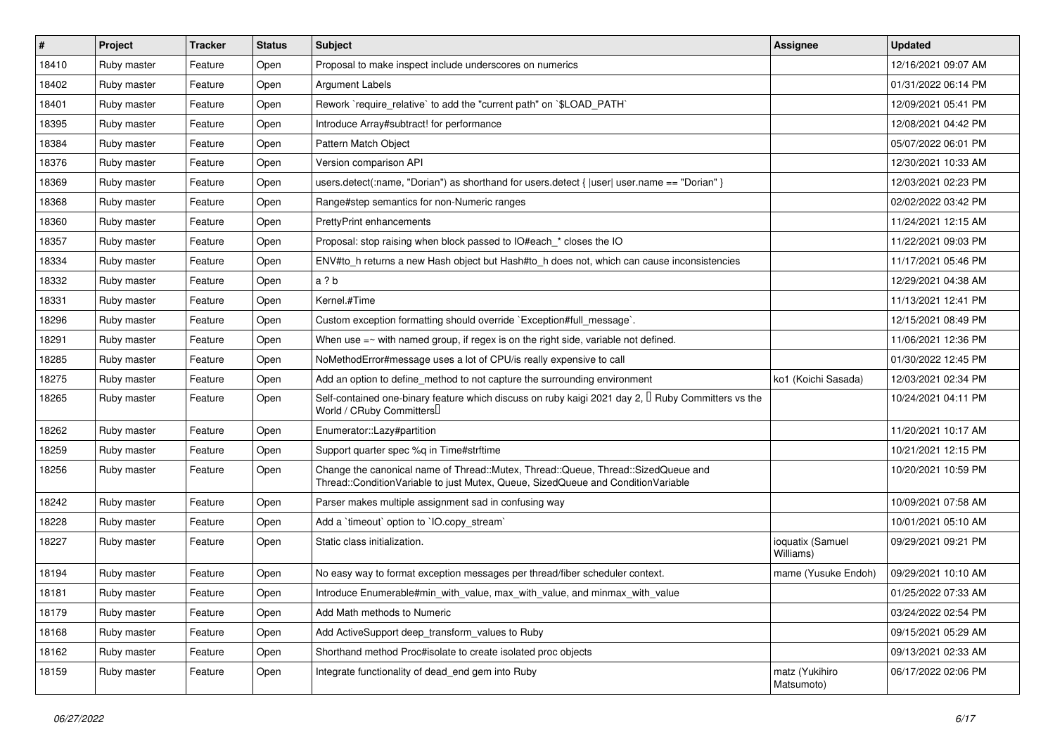| # | Project | Tracker | Status | Subject | Assignee | Updated |
|---|---|---|---|---|---|---|
| 18410 | Ruby master | Feature | Open | Proposal to make inspect include underscores on numerics | | 12/16/2021 09:07 AM |
| 18402 | Ruby master | Feature | Open | Argument Labels | | 01/31/2022 06:14 PM |
| 18401 | Ruby master | Feature | Open | Rework `require_relative` to add the "current path" on `$LOAD_PATH` | | 12/09/2021 05:41 PM |
| 18395 | Ruby master | Feature | Open | Introduce Array#subtract! for performance | | 12/08/2021 04:42 PM |
| 18384 | Ruby master | Feature | Open | Pattern Match Object | | 05/07/2022 06:01 PM |
| 18376 | Ruby master | Feature | Open | Version comparison API | | 12/30/2021 10:33 AM |
| 18369 | Ruby master | Feature | Open | users.detect(:name, "Dorian") as shorthand for users.detect { \|user\| user.name == "Dorian" } | | 12/03/2021 02:23 PM |
| 18368 | Ruby master | Feature | Open | Range#step semantics for non-Numeric ranges | | 02/02/2022 03:42 PM |
| 18360 | Ruby master | Feature | Open | PrettyPrint enhancements | | 11/24/2021 12:15 AM |
| 18357 | Ruby master | Feature | Open | Proposal: stop raising when block passed to IO#each_* closes the IO | | 11/22/2021 09:03 PM |
| 18334 | Ruby master | Feature | Open | ENV#to_h returns a new Hash object but Hash#to_h does not, which can cause inconsistencies | | 11/17/2021 05:46 PM |
| 18332 | Ruby master | Feature | Open | a ? b | | 12/29/2021 04:38 AM |
| 18331 | Ruby master | Feature | Open | Kernel.#Time | | 11/13/2021 12:41 PM |
| 18296 | Ruby master | Feature | Open | Custom exception formatting should override `Exception#full_message`. | | 12/15/2021 08:49 PM |
| 18291 | Ruby master | Feature | Open | When use =~ with named group, if regex is on the right side, variable not defined. | | 11/06/2021 12:36 PM |
| 18285 | Ruby master | Feature | Open | NoMethodError#message uses a lot of CPU/is really expensive to call | | 01/30/2022 12:45 PM |
| 18275 | Ruby master | Feature | Open | Add an option to define_method to not capture the surrounding environment | ko1 (Koichi Sasada) | 12/03/2021 02:34 PM |
| 18265 | Ruby master | Feature | Open | Self-contained one-binary feature which discuss on ruby kaigi 2021 day 2, 【 Ruby Committers vs the World / CRuby Committers】 | | 10/24/2021 04:11 PM |
| 18262 | Ruby master | Feature | Open | Enumerator::Lazy#partition | | 11/20/2021 10:17 AM |
| 18259 | Ruby master | Feature | Open | Support quarter spec %q in Time#strftime | | 10/21/2021 12:15 PM |
| 18256 | Ruby master | Feature | Open | Change the canonical name of Thread::Mutex, Thread::Queue, Thread::SizedQueue and Thread::ConditionVariable to just Mutex, Queue, SizedQueue and ConditionVariable | | 10/20/2021 10:59 PM |
| 18242 | Ruby master | Feature | Open | Parser makes multiple assignment sad in confusing way | | 10/09/2021 07:58 AM |
| 18228 | Ruby master | Feature | Open | Add a `timeout` option to `IO.copy_stream` | | 10/01/2021 05:10 AM |
| 18227 | Ruby master | Feature | Open | Static class initialization. | ioquatix (Samuel Williams) | 09/29/2021 09:21 PM |
| 18194 | Ruby master | Feature | Open | No easy way to format exception messages per thread/fiber scheduler context. | mame (Yusuke Endoh) | 09/29/2021 10:10 AM |
| 18181 | Ruby master | Feature | Open | Introduce Enumerable#min_with_value, max_with_value, and minmax_with_value | | 01/25/2022 07:33 AM |
| 18179 | Ruby master | Feature | Open | Add Math methods to Numeric | | 03/24/2022 02:54 PM |
| 18168 | Ruby master | Feature | Open | Add ActiveSupport deep_transform_values to Ruby | | 09/15/2021 05:29 AM |
| 18162 | Ruby master | Feature | Open | Shorthand method Proc#isolate to create isolated proc objects | | 09/13/2021 02:33 AM |
| 18159 | Ruby master | Feature | Open | Integrate functionality of dead_end gem into Ruby | matz (Yukihiro Matsumoto) | 06/17/2022 02:06 PM |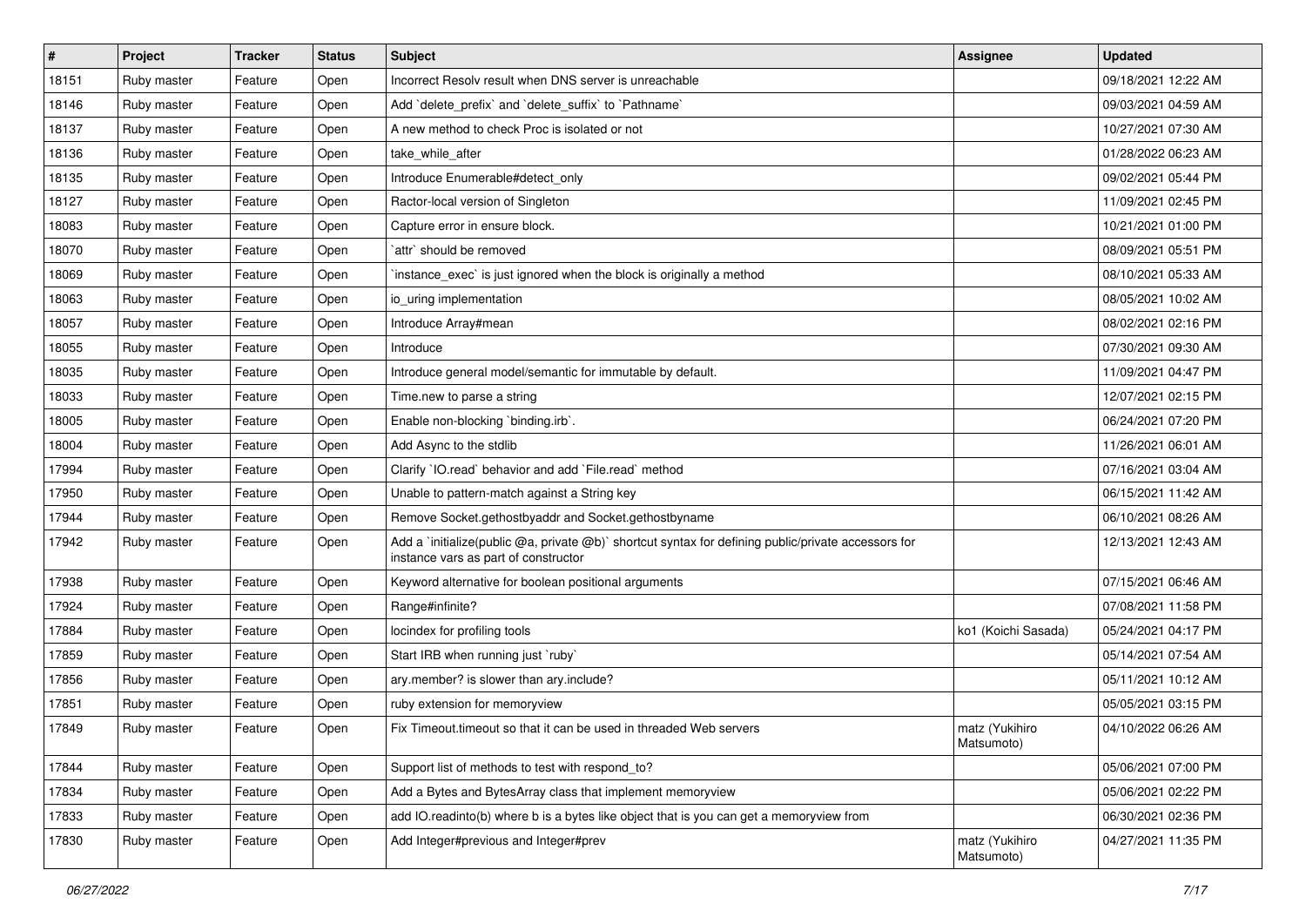| # | Project | Tracker | Status | Subject | Assignee | Updated |
|---|---|---|---|---|---|---|
| 18151 | Ruby master | Feature | Open | Incorrect Resolv result when DNS server is unreachable | | 09/18/2021 12:22 AM |
| 18146 | Ruby master | Feature | Open | Add `delete_prefix` and `delete_suffix` to `Pathname` | | 09/03/2021 04:59 AM |
| 18137 | Ruby master | Feature | Open | A new method to check Proc is isolated or not | | 10/27/2021 07:30 AM |
| 18136 | Ruby master | Feature | Open | take_while_after | | 01/28/2022 06:23 AM |
| 18135 | Ruby master | Feature | Open | Introduce Enumerable#detect_only | | 09/02/2021 05:44 PM |
| 18127 | Ruby master | Feature | Open | Ractor-local version of Singleton | | 11/09/2021 02:45 PM |
| 18083 | Ruby master | Feature | Open | Capture error in ensure block. | | 10/21/2021 01:00 PM |
| 18070 | Ruby master | Feature | Open | `attr` should be removed | | 08/09/2021 05:51 PM |
| 18069 | Ruby master | Feature | Open | `instance_exec` is just ignored when the block is originally a method | | 08/10/2021 05:33 AM |
| 18063 | Ruby master | Feature | Open | io_uring implementation | | 08/05/2021 10:02 AM |
| 18057 | Ruby master | Feature | Open | Introduce Array#mean | | 08/02/2021 02:16 PM |
| 18055 | Ruby master | Feature | Open | Introduce | | 07/30/2021 09:30 AM |
| 18035 | Ruby master | Feature | Open | Introduce general model/semantic for immutable by default. | | 11/09/2021 04:47 PM |
| 18033 | Ruby master | Feature | Open | Time.new to parse a string | | 12/07/2021 02:15 PM |
| 18005 | Ruby master | Feature | Open | Enable non-blocking `binding.irb`. | | 06/24/2021 07:20 PM |
| 18004 | Ruby master | Feature | Open | Add Async to the stdlib | | 11/26/2021 06:01 AM |
| 17994 | Ruby master | Feature | Open | Clarify `IO.read` behavior and add `File.read` method | | 07/16/2021 03:04 AM |
| 17950 | Ruby master | Feature | Open | Unable to pattern-match against a String key | | 06/15/2021 11:42 AM |
| 17944 | Ruby master | Feature | Open | Remove Socket.gethostbyaddr and Socket.gethostbyname | | 06/10/2021 08:26 AM |
| 17942 | Ruby master | Feature | Open | Add a `initialize(public @a, private @b)` shortcut syntax for defining public/private accessors for instance vars as part of constructor | | 12/13/2021 12:43 AM |
| 17938 | Ruby master | Feature | Open | Keyword alternative for boolean positional arguments | | 07/15/2021 06:46 AM |
| 17924 | Ruby master | Feature | Open | Range#infinite? | | 07/08/2021 11:58 PM |
| 17884 | Ruby master | Feature | Open | locindex for profiling tools | ko1 (Koichi Sasada) | 05/24/2021 04:17 PM |
| 17859 | Ruby master | Feature | Open | Start IRB when running just `ruby` | | 05/14/2021 07:54 AM |
| 17856 | Ruby master | Feature | Open | ary.member? is slower than ary.include? | | 05/11/2021 10:12 AM |
| 17851 | Ruby master | Feature | Open | ruby extension for memoryview | | 05/05/2021 03:15 PM |
| 17849 | Ruby master | Feature | Open | Fix Timeout.timeout so that it can be used in threaded Web servers | matz (Yukihiro Matsumoto) | 04/10/2022 06:26 AM |
| 17844 | Ruby master | Feature | Open | Support list of methods to test with respond_to? | | 05/06/2021 07:00 PM |
| 17834 | Ruby master | Feature | Open | Add a Bytes and BytesArray class that implement memoryview | | 05/06/2021 02:22 PM |
| 17833 | Ruby master | Feature | Open | add IO.readinto(b) where b is a bytes like object that is you can get a memoryview from | | 06/30/2021 02:36 PM |
| 17830 | Ruby master | Feature | Open | Add Integer#previous and Integer#prev | matz (Yukihiro Matsumoto) | 04/27/2021 11:35 PM |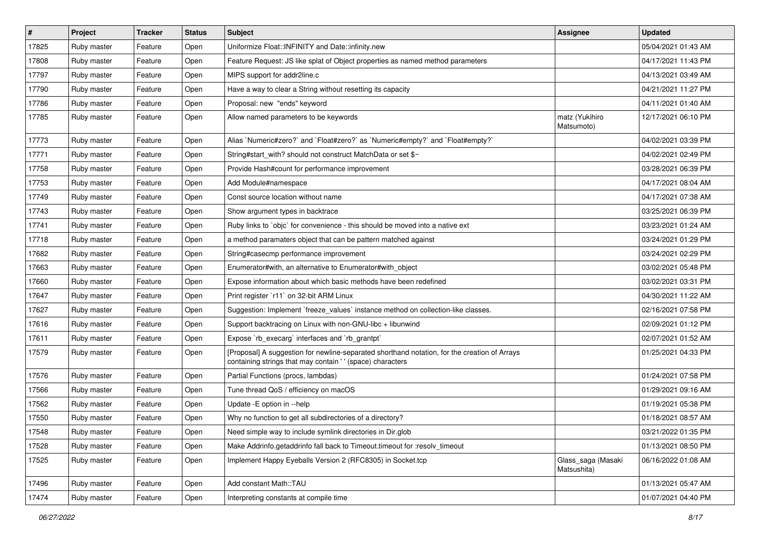| # | Project | Tracker | Status | Subject | Assignee | Updated |
|---|---|---|---|---|---|---|
| 17825 | Ruby master | Feature | Open | Uniformize Float::INFINITY and Date::infinity.new | | 05/04/2021 01:43 AM |
| 17808 | Ruby master | Feature | Open | Feature Request: JS like splat of Object properties as named method parameters | | 04/17/2021 11:43 PM |
| 17797 | Ruby master | Feature | Open | MIPS support for addr2line.c | | 04/13/2021 03:49 AM |
| 17790 | Ruby master | Feature | Open | Have a way to clear a String without resetting its capacity | | 04/21/2021 11:27 PM |
| 17786 | Ruby master | Feature | Open | Proposal: new "ends" keyword | | 04/11/2021 01:40 AM |
| 17785 | Ruby master | Feature | Open | Allow named parameters to be keywords | matz (Yukihiro Matsumoto) | 12/17/2021 06:10 PM |
| 17773 | Ruby master | Feature | Open | Alias `Numeric#zero?` and `Float#zero?` as `Numeric#empty?` and `Float#empty?` | | 04/02/2021 03:39 PM |
| 17771 | Ruby master | Feature | Open | String#start_with? should not construct MatchData or set $~ | | 04/02/2021 02:49 PM |
| 17758 | Ruby master | Feature | Open | Provide Hash#count for performance improvement | | 03/28/2021 06:39 PM |
| 17753 | Ruby master | Feature | Open | Add Module#namespace | | 04/17/2021 08:04 AM |
| 17749 | Ruby master | Feature | Open | Const source location without name | | 04/17/2021 07:38 AM |
| 17743 | Ruby master | Feature | Open | Show argument types in backtrace | | 03/25/2021 06:39 PM |
| 17741 | Ruby master | Feature | Open | Ruby links to `objc` for convenience - this should be moved into a native ext | | 03/23/2021 01:24 AM |
| 17718 | Ruby master | Feature | Open | a method paramaters object that can be pattern matched against | | 03/24/2021 01:29 PM |
| 17682 | Ruby master | Feature | Open | String#casecmp performance improvement | | 03/24/2021 02:29 PM |
| 17663 | Ruby master | Feature | Open | Enumerator#with, an alternative to Enumerator#with_object | | 03/02/2021 05:48 PM |
| 17660 | Ruby master | Feature | Open | Expose information about which basic methods have been redefined | | 03/02/2021 03:31 PM |
| 17647 | Ruby master | Feature | Open | Print register `r11` on 32-bit ARM Linux | | 04/30/2021 11:22 AM |
| 17627 | Ruby master | Feature | Open | Suggestion: Implement `freeze_values` instance method on collection-like classes. | | 02/16/2021 07:58 PM |
| 17616 | Ruby master | Feature | Open | Support backtracing on Linux with non-GNU-libc + libunwind | | 02/09/2021 01:12 PM |
| 17611 | Ruby master | Feature | Open | Expose `rb_execarg` interfaces and `rb_grantpt` | | 02/07/2021 01:52 AM |
| 17579 | Ruby master | Feature | Open | [Proposal] A suggestion for newline-separated shorthand notation, for the creation of Arrays containing strings that may contain ' ' (space) characters | | 01/25/2021 04:33 PM |
| 17576 | Ruby master | Feature | Open | Partial Functions (procs, lambdas) | | 01/24/2021 07:58 PM |
| 17566 | Ruby master | Feature | Open | Tune thread QoS / efficiency on macOS | | 01/29/2021 09:16 AM |
| 17562 | Ruby master | Feature | Open | Update -E option in --help | | 01/19/2021 05:38 PM |
| 17550 | Ruby master | Feature | Open | Why no function to get all subdirectories of a directory? | | 01/18/2021 08:57 AM |
| 17548 | Ruby master | Feature | Open | Need simple way to include symlink directories in Dir.glob | | 03/21/2022 01:35 PM |
| 17528 | Ruby master | Feature | Open | Make Addrinfo.getaddrinfo fall back to Timeout.timeout for :resolv_timeout | | 01/13/2021 08:50 PM |
| 17525 | Ruby master | Feature | Open | Implement Happy Eyeballs Version 2 (RFC8305) in Socket.tcp | Glass_saga (Masaki Matsushita) | 06/16/2022 01:08 AM |
| 17496 | Ruby master | Feature | Open | Add constant Math::TAU | | 01/13/2021 05:47 AM |
| 17474 | Ruby master | Feature | Open | Interpreting constants at compile time | | 01/07/2021 04:40 PM |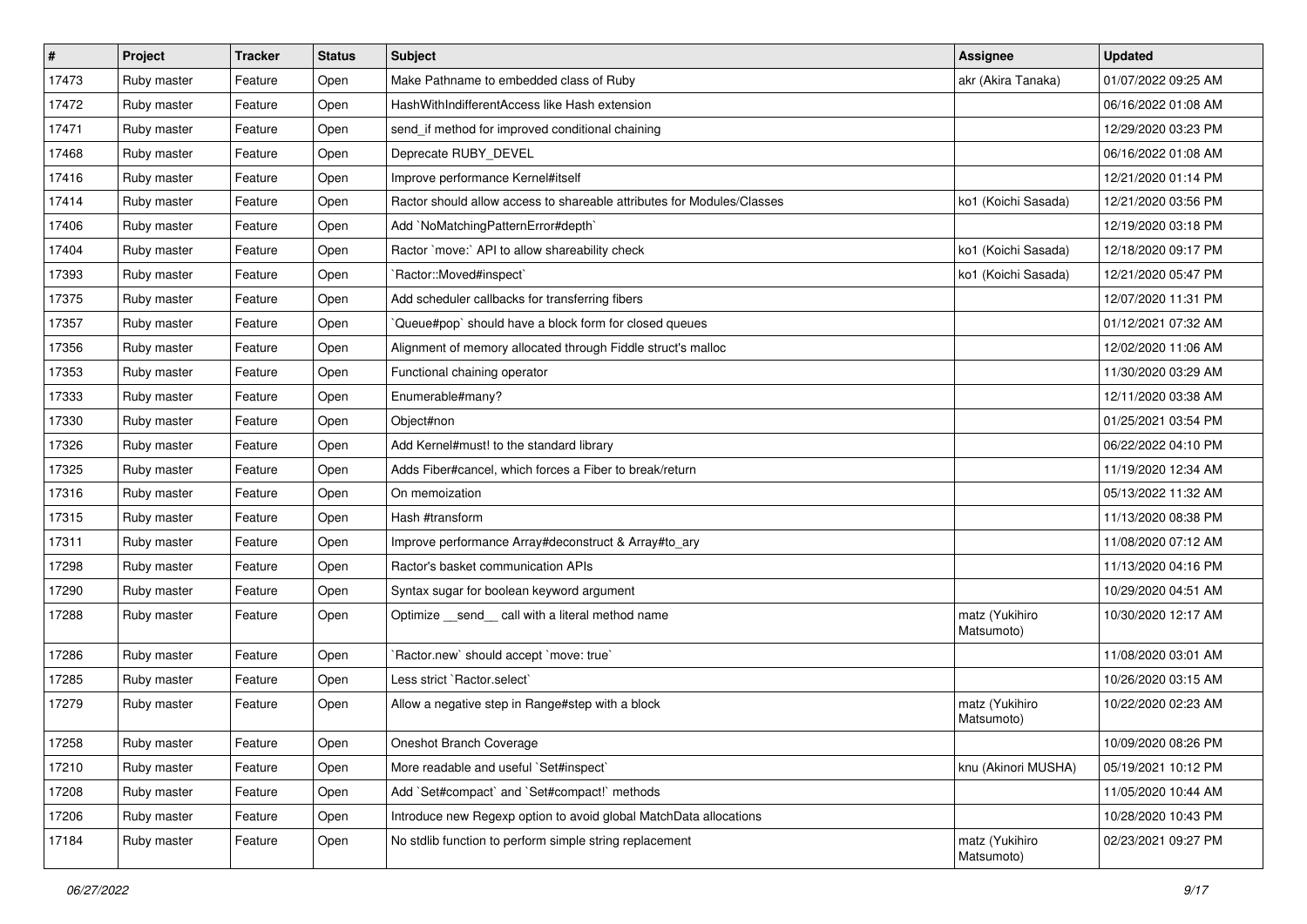| # | Project | Tracker | Status | Subject | Assignee | Updated |
|---|---|---|---|---|---|---|
| 17473 | Ruby master | Feature | Open | Make Pathname to embedded class of Ruby | akr (Akira Tanaka) | 01/07/2022 09:25 AM |
| 17472 | Ruby master | Feature | Open | HashWithIndifferentAccess like Hash extension | | 06/16/2022 01:08 AM |
| 17471 | Ruby master | Feature | Open | send_if method for improved conditional chaining | | 12/29/2020 03:23 PM |
| 17468 | Ruby master | Feature | Open | Deprecate RUBY_DEVEL | | 06/16/2022 01:08 AM |
| 17416 | Ruby master | Feature | Open | Improve performance Kernel#itself | | 12/21/2020 01:14 PM |
| 17414 | Ruby master | Feature | Open | Ractor should allow access to shareable attributes for Modules/Classes | ko1 (Koichi Sasada) | 12/21/2020 03:56 PM |
| 17406 | Ruby master | Feature | Open | Add `NoMatchingPatternError#depth` | | 12/19/2020 03:18 PM |
| 17404 | Ruby master | Feature | Open | Ractor `move:` API to allow shareability check | ko1 (Koichi Sasada) | 12/18/2020 09:17 PM |
| 17393 | Ruby master | Feature | Open | `Ractor::Moved#inspect` | ko1 (Koichi Sasada) | 12/21/2020 05:47 PM |
| 17375 | Ruby master | Feature | Open | Add scheduler callbacks for transferring fibers | | 12/07/2020 11:31 PM |
| 17357 | Ruby master | Feature | Open | `Queue#pop` should have a block form for closed queues | | 01/12/2021 07:32 AM |
| 17356 | Ruby master | Feature | Open | Alignment of memory allocated through Fiddle struct's malloc | | 12/02/2020 11:06 AM |
| 17353 | Ruby master | Feature | Open | Functional chaining operator | | 11/30/2020 03:29 AM |
| 17333 | Ruby master | Feature | Open | Enumerable#many? | | 12/11/2020 03:38 AM |
| 17330 | Ruby master | Feature | Open | Object#non | | 01/25/2021 03:54 PM |
| 17326 | Ruby master | Feature | Open | Add Kernel#must! to the standard library | | 06/22/2022 04:10 PM |
| 17325 | Ruby master | Feature | Open | Adds Fiber#cancel, which forces a Fiber to break/return | | 11/19/2020 12:34 AM |
| 17316 | Ruby master | Feature | Open | On memoization | | 05/13/2022 11:32 AM |
| 17315 | Ruby master | Feature | Open | Hash #transform | | 11/13/2020 08:38 PM |
| 17311 | Ruby master | Feature | Open | Improve performance Array#deconstruct & Array#to_ary | | 11/08/2020 07:12 AM |
| 17298 | Ruby master | Feature | Open | Ractor's basket communication APIs | | 11/13/2020 04:16 PM |
| 17290 | Ruby master | Feature | Open | Syntax sugar for boolean keyword argument | | 10/29/2020 04:51 AM |
| 17288 | Ruby master | Feature | Open | Optimize __send__ call with a literal method name | matz (Yukihiro Matsumoto) | 10/30/2020 12:17 AM |
| 17286 | Ruby master | Feature | Open | `Ractor.new` should accept `move: true` | | 11/08/2020 03:01 AM |
| 17285 | Ruby master | Feature | Open | Less strict `Ractor.select` | | 10/26/2020 03:15 AM |
| 17279 | Ruby master | Feature | Open | Allow a negative step in Range#step with a block | matz (Yukihiro Matsumoto) | 10/22/2020 02:23 AM |
| 17258 | Ruby master | Feature | Open | Oneshot Branch Coverage | | 10/09/2020 08:26 PM |
| 17210 | Ruby master | Feature | Open | More readable and useful `Set#inspect` | knu (Akinori MUSHA) | 05/19/2021 10:12 PM |
| 17208 | Ruby master | Feature | Open | Add `Set#compact` and `Set#compact!` methods | | 11/05/2020 10:44 AM |
| 17206 | Ruby master | Feature | Open | Introduce new Regexp option to avoid global MatchData allocations | | 10/28/2020 10:43 PM |
| 17184 | Ruby master | Feature | Open | No stdlib function to perform simple string replacement | matz (Yukihiro Matsumoto) | 02/23/2021 09:27 PM |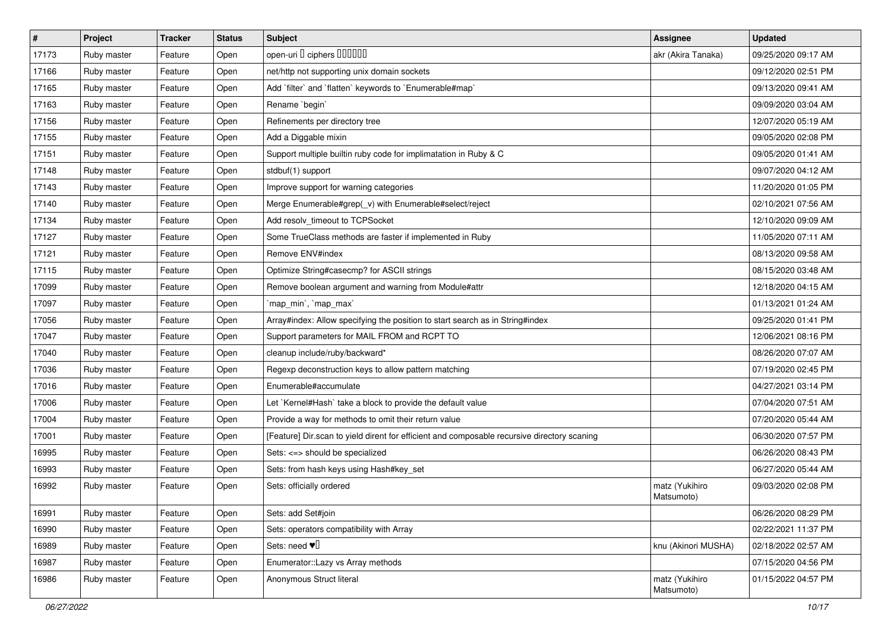| # | Project | Tracker | Status | Subject | Assignee | Updated |
|---|---|---|---|---|---|---|
| 17173 | Ruby master | Feature | Open | open-uri で ciphers を設定したい | akr (Akira Tanaka) | 09/25/2020 09:17 AM |
| 17166 | Ruby master | Feature | Open | net/http not supporting unix domain sockets | | 09/12/2020 02:51 PM |
| 17165 | Ruby master | Feature | Open | Add `filter` and `flatten` keywords to `Enumerable#map` | | 09/13/2020 09:41 AM |
| 17163 | Ruby master | Feature | Open | Rename `begin` | | 09/09/2020 03:04 AM |
| 17156 | Ruby master | Feature | Open | Refinements per directory tree | | 12/07/2020 05:19 AM |
| 17155 | Ruby master | Feature | Open | Add a Diggable mixin | | 09/05/2020 02:08 PM |
| 17151 | Ruby master | Feature | Open | Support multiple builtin ruby code for implimatation in Ruby & C | | 09/05/2020 01:41 AM |
| 17148 | Ruby master | Feature | Open | stdbuf(1) support | | 09/07/2020 04:12 AM |
| 17143 | Ruby master | Feature | Open | Improve support for warning categories | | 11/20/2020 01:05 PM |
| 17140 | Ruby master | Feature | Open | Merge Enumerable#grep(_v) with Enumerable#select/reject | | 02/10/2021 07:56 AM |
| 17134 | Ruby master | Feature | Open | Add resolv_timeout to TCPSocket | | 12/10/2020 09:09 AM |
| 17127 | Ruby master | Feature | Open | Some TrueClass methods are faster if implemented in Ruby | | 11/05/2020 07:11 AM |
| 17121 | Ruby master | Feature | Open | Remove ENV#index | | 08/13/2020 09:58 AM |
| 17115 | Ruby master | Feature | Open | Optimize String#casecmp? for ASCII strings | | 08/15/2020 03:48 AM |
| 17099 | Ruby master | Feature | Open | Remove boolean argument and warning from Module#attr | | 12/18/2020 04:15 AM |
| 17097 | Ruby master | Feature | Open | `map_min`, `map_max` | | 01/13/2021 01:24 AM |
| 17056 | Ruby master | Feature | Open | Array#index: Allow specifying the position to start search as in String#index | | 09/25/2020 01:41 PM |
| 17047 | Ruby master | Feature | Open | Support parameters for MAIL FROM and RCPT TO | | 12/06/2021 08:16 PM |
| 17040 | Ruby master | Feature | Open | cleanup include/ruby/backward* | | 08/26/2020 07:07 AM |
| 17036 | Ruby master | Feature | Open | Regexp deconstruction keys to allow pattern matching | | 07/19/2020 02:45 PM |
| 17016 | Ruby master | Feature | Open | Enumerable#accumulate | | 04/27/2021 03:14 PM |
| 17006 | Ruby master | Feature | Open | Let `Kernel#Hash` take a block to provide the default value | | 07/04/2020 07:51 AM |
| 17004 | Ruby master | Feature | Open | Provide a way for methods to omit their return value | | 07/20/2020 05:44 AM |
| 17001 | Ruby master | Feature | Open | [Feature] Dir.scan to yield dirent for efficient and composable recursive directory scaning | | 06/30/2020 07:57 PM |
| 16995 | Ruby master | Feature | Open | Sets: <=> should be specialized | | 06/26/2020 08:43 PM |
| 16993 | Ruby master | Feature | Open | Sets: from hash keys using Hash#key_set | | 06/27/2020 05:44 AM |
| 16992 | Ruby master | Feature | Open | Sets: officially ordered | matz (Yukihiro Matsumoto) | 09/03/2020 02:08 PM |
| 16991 | Ruby master | Feature | Open | Sets: add Set#join | | 06/26/2020 08:29 PM |
| 16990 | Ruby master | Feature | Open | Sets: operators compatibility with Array | | 02/22/2021 11:37 PM |
| 16989 | Ruby master | Feature | Open | Sets: need ♥️ | knu (Akinori MUSHA) | 02/18/2022 02:57 AM |
| 16987 | Ruby master | Feature | Open | Enumerator::Lazy vs Array methods | | 07/15/2020 04:56 PM |
| 16986 | Ruby master | Feature | Open | Anonymous Struct literal | matz (Yukihiro Matsumoto) | 01/15/2022 04:57 PM |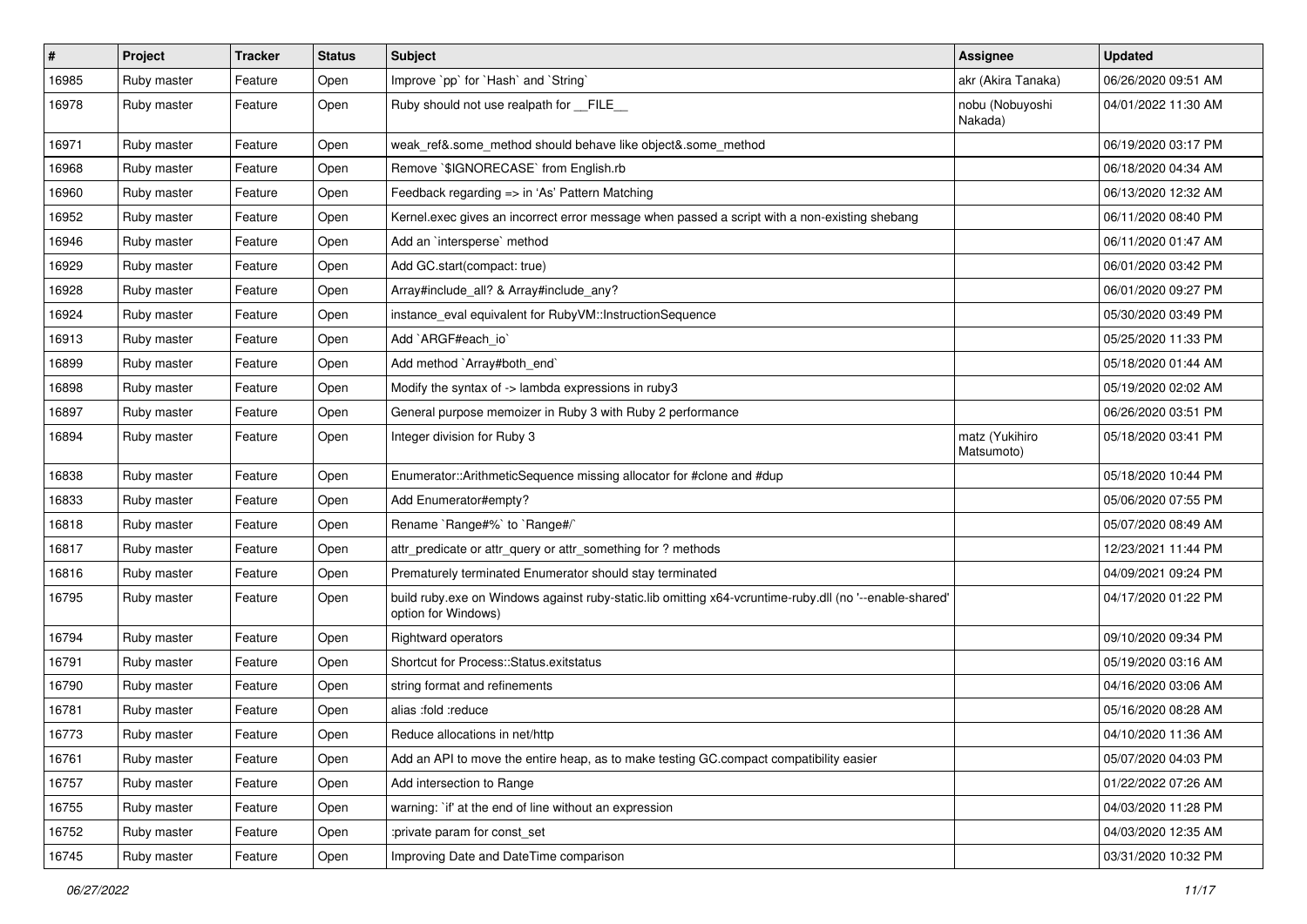| # | Project | Tracker | Status | Subject | Assignee | Updated |
|---|---|---|---|---|---|---|
| 16985 | Ruby master | Feature | Open | Improve `pp` for `Hash` and `String` | akr (Akira Tanaka) | 06/26/2020 09:51 AM |
| 16978 | Ruby master | Feature | Open | Ruby should not use realpath for __FILE__ | nobu (Nobuyoshi Nakada) | 04/01/2022 11:30 AM |
| 16971 | Ruby master | Feature | Open | weak_ref&.some_method should behave like object&.some_method | | 06/19/2020 03:17 PM |
| 16968 | Ruby master | Feature | Open | Remove `$IGNORECASE` from English.rb | | 06/18/2020 04:34 AM |
| 16960 | Ruby master | Feature | Open | Feedback regarding => in 'As' Pattern Matching | | 06/13/2020 12:32 AM |
| 16952 | Ruby master | Feature | Open | Kernel.exec gives an incorrect error message when passed a script with a non-existing shebang | | 06/11/2020 08:40 PM |
| 16946 | Ruby master | Feature | Open | Add an `intersperse` method | | 06/11/2020 01:47 AM |
| 16929 | Ruby master | Feature | Open | Add GC.start(compact: true) | | 06/01/2020 03:42 PM |
| 16928 | Ruby master | Feature | Open | Array#include_all? & Array#include_any? | | 06/01/2020 09:27 PM |
| 16924 | Ruby master | Feature | Open | instance_eval equivalent for RubyVM::InstructionSequence | | 05/30/2020 03:49 PM |
| 16913 | Ruby master | Feature | Open | Add `ARGF#each_io` | | 05/25/2020 11:33 PM |
| 16899 | Ruby master | Feature | Open | Add method `Array#both_end` | | 05/18/2020 01:44 AM |
| 16898 | Ruby master | Feature | Open | Modify the syntax of -> lambda expressions in ruby3 | | 05/19/2020 02:02 AM |
| 16897 | Ruby master | Feature | Open | General purpose memoizer in Ruby 3 with Ruby 2 performance | | 06/26/2020 03:51 PM |
| 16894 | Ruby master | Feature | Open | Integer division for Ruby 3 | matz (Yukihiro Matsumoto) | 05/18/2020 03:41 PM |
| 16838 | Ruby master | Feature | Open | Enumerator::ArithmeticSequence missing allocator for #clone and #dup | | 05/18/2020 10:44 PM |
| 16833 | Ruby master | Feature | Open | Add Enumerator#empty? | | 05/06/2020 07:55 PM |
| 16818 | Ruby master | Feature | Open | Rename `Range#%` to `Range#/` | | 05/07/2020 08:49 AM |
| 16817 | Ruby master | Feature | Open | attr_predicate or attr_query or attr_something for ? methods | | 12/23/2021 11:44 PM |
| 16816 | Ruby master | Feature | Open | Prematurely terminated Enumerator should stay terminated | | 04/09/2021 09:24 PM |
| 16795 | Ruby master | Feature | Open | build ruby.exe on Windows against ruby-static.lib omitting x64-vcruntime-ruby.dll (no '--enable-shared' option for Windows) | | 04/17/2020 01:22 PM |
| 16794 | Ruby master | Feature | Open | Rightward operators | | 09/10/2020 09:34 PM |
| 16791 | Ruby master | Feature | Open | Shortcut for Process::Status.exitstatus | | 05/19/2020 03:16 AM |
| 16790 | Ruby master | Feature | Open | string format and refinements | | 04/16/2020 03:06 AM |
| 16781 | Ruby master | Feature | Open | alias :fold :reduce | | 05/16/2020 08:28 AM |
| 16773 | Ruby master | Feature | Open | Reduce allocations in net/http | | 04/10/2020 11:36 AM |
| 16761 | Ruby master | Feature | Open | Add an API to move the entire heap, as to make testing GC.compact compatibility easier | | 05/07/2020 04:03 PM |
| 16757 | Ruby master | Feature | Open | Add intersection to Range | | 01/22/2022 07:26 AM |
| 16755 | Ruby master | Feature | Open | warning: `if' at the end of line without an expression | | 04/03/2020 11:28 PM |
| 16752 | Ruby master | Feature | Open | :private param for const_set | | 04/03/2020 12:35 AM |
| 16745 | Ruby master | Feature | Open | Improving Date and DateTime comparison | | 03/31/2020 10:32 PM |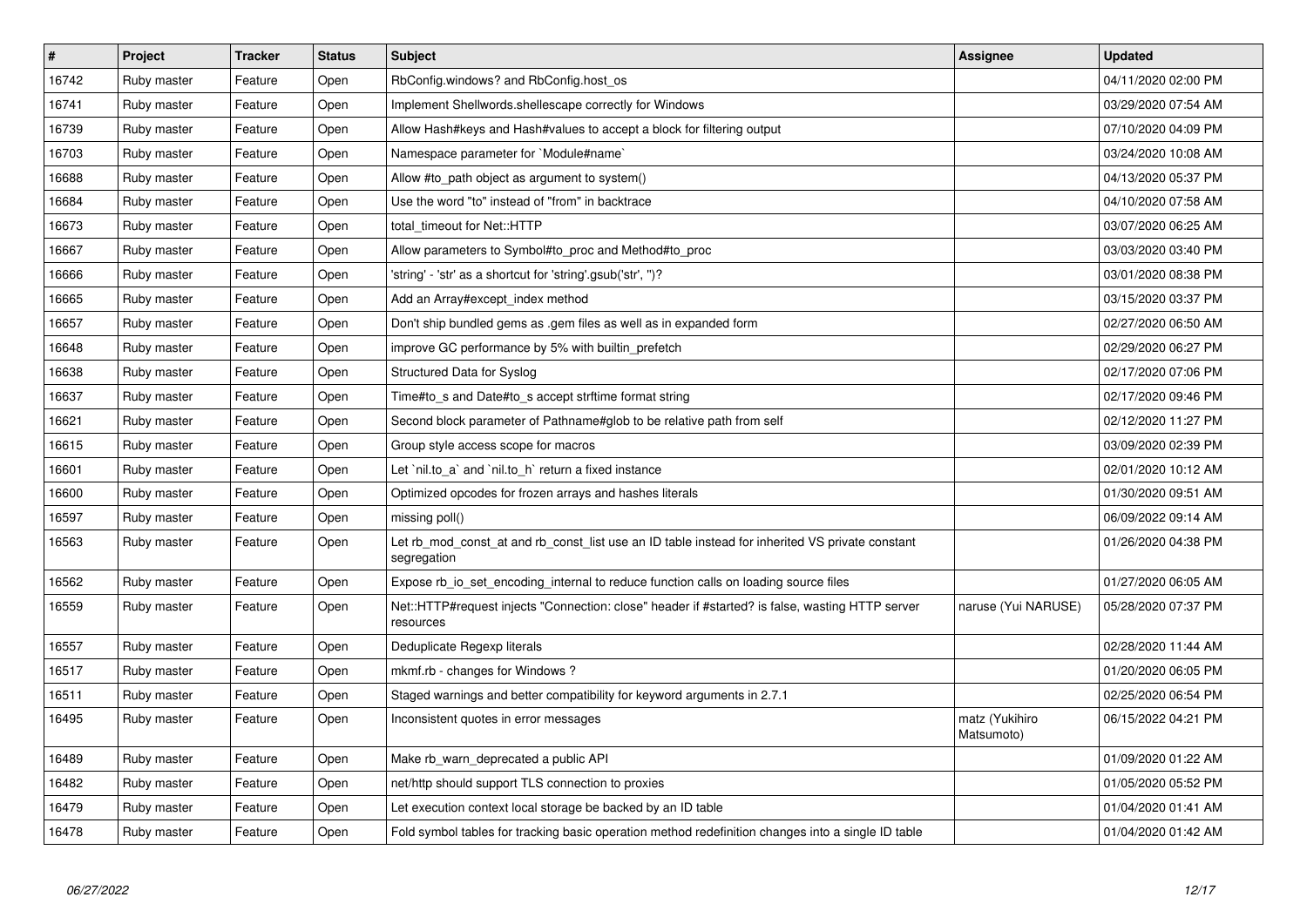| # | Project | Tracker | Status | Subject | Assignee | Updated |
|---|---|---|---|---|---|---|
| 16742 | Ruby master | Feature | Open | RbConfig.windows? and RbConfig.host_os | | 04/11/2020 02:00 PM |
| 16741 | Ruby master | Feature | Open | Implement Shellwords.shellescape correctly for Windows | | 03/29/2020 07:54 AM |
| 16739 | Ruby master | Feature | Open | Allow Hash#keys and Hash#values to accept a block for filtering output | | 07/10/2020 04:09 PM |
| 16703 | Ruby master | Feature | Open | Namespace parameter for `Module#name` | | 03/24/2020 10:08 AM |
| 16688 | Ruby master | Feature | Open | Allow #to_path object as argument to system() | | 04/13/2020 05:37 PM |
| 16684 | Ruby master | Feature | Open | Use the word "to" instead of "from" in backtrace | | 04/10/2020 07:58 AM |
| 16673 | Ruby master | Feature | Open | total_timeout for Net::HTTP | | 03/07/2020 06:25 AM |
| 16667 | Ruby master | Feature | Open | Allow parameters to Symbol#to_proc and Method#to_proc | | 03/03/2020 03:40 PM |
| 16666 | Ruby master | Feature | Open | 'string' - 'str' as a shortcut for 'string'.gsub('str', '')? | | 03/01/2020 08:38 PM |
| 16665 | Ruby master | Feature | Open | Add an Array#except_index method | | 03/15/2020 03:37 PM |
| 16657 | Ruby master | Feature | Open | Don't ship bundled gems as .gem files as well as in expanded form | | 02/27/2020 06:50 AM |
| 16648 | Ruby master | Feature | Open | improve GC performance by 5% with builtin_prefetch | | 02/29/2020 06:27 PM |
| 16638 | Ruby master | Feature | Open | Structured Data for Syslog | | 02/17/2020 07:06 PM |
| 16637 | Ruby master | Feature | Open | Time#to_s and Date#to_s accept strftime format string | | 02/17/2020 09:46 PM |
| 16621 | Ruby master | Feature | Open | Second block parameter of Pathname#glob to be relative path from self | | 02/12/2020 11:27 PM |
| 16615 | Ruby master | Feature | Open | Group style access scope for macros | | 03/09/2020 02:39 PM |
| 16601 | Ruby master | Feature | Open | Let `nil.to_a` and `nil.to_h` return a fixed instance | | 02/01/2020 10:12 AM |
| 16600 | Ruby master | Feature | Open | Optimized opcodes for frozen arrays and hashes literals | | 01/30/2020 09:51 AM |
| 16597 | Ruby master | Feature | Open | missing poll() | | 06/09/2022 09:14 AM |
| 16563 | Ruby master | Feature | Open | Let rb_mod_const_at and rb_const_list use an ID table instead for inherited VS private constant segregation | | 01/26/2020 04:38 PM |
| 16562 | Ruby master | Feature | Open | Expose rb_io_set_encoding_internal to reduce function calls on loading source files | | 01/27/2020 06:05 AM |
| 16559 | Ruby master | Feature | Open | Net::HTTP#request injects "Connection: close" header if #started? is false, wasting HTTP server resources | naruse (Yui NARUSE) | 05/28/2020 07:37 PM |
| 16557 | Ruby master | Feature | Open | Deduplicate Regexp literals | | 02/28/2020 11:44 AM |
| 16517 | Ruby master | Feature | Open | mkmf.rb - changes for Windows ? | | 01/20/2020 06:05 PM |
| 16511 | Ruby master | Feature | Open | Staged warnings and better compatibility for keyword arguments in 2.7.1 | | 02/25/2020 06:54 PM |
| 16495 | Ruby master | Feature | Open | Inconsistent quotes in error messages | matz (Yukihiro Matsumoto) | 06/15/2022 04:21 PM |
| 16489 | Ruby master | Feature | Open | Make rb_warn_deprecated a public API | | 01/09/2020 01:22 AM |
| 16482 | Ruby master | Feature | Open | net/http should support TLS connection to proxies | | 01/05/2020 05:52 PM |
| 16479 | Ruby master | Feature | Open | Let execution context local storage be backed by an ID table | | 01/04/2020 01:41 AM |
| 16478 | Ruby master | Feature | Open | Fold symbol tables for tracking basic operation method redefinition changes into a single ID table | | 01/04/2020 01:42 AM |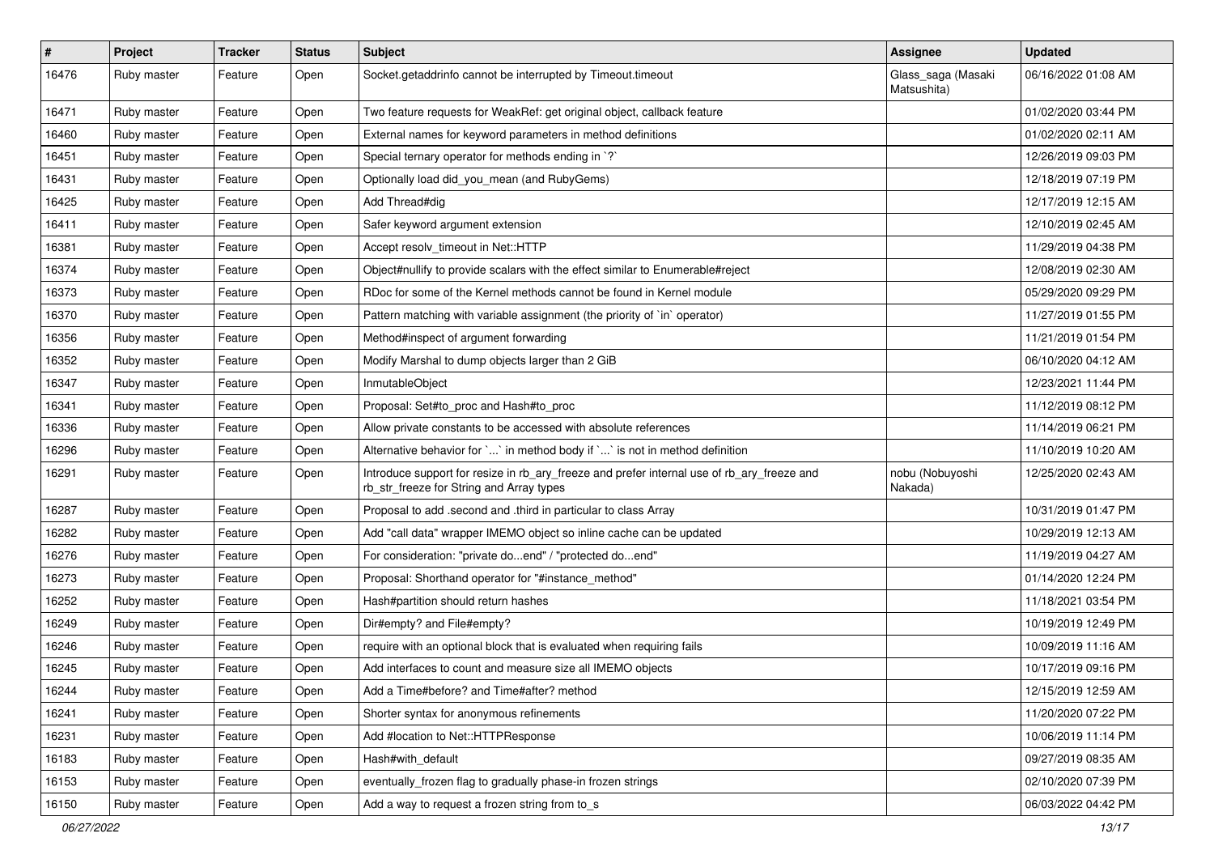| # | Project | Tracker | Status | Subject | Assignee | Updated |
|---|---|---|---|---|---|---|
| 16476 | Ruby master | Feature | Open | Socket.getaddrinfo cannot be interrupted by Timeout.timeout | Glass_saga (Masaki Matsushita) | 06/16/2022 01:08 AM |
| 16471 | Ruby master | Feature | Open | Two feature requests for WeakRef: get original object, callback feature | | 01/02/2020 03:44 PM |
| 16460 | Ruby master | Feature | Open | External names for keyword parameters in method definitions | | 01/02/2020 02:11 AM |
| 16451 | Ruby master | Feature | Open | Special ternary operator for methods ending in `?` | | 12/26/2019 09:03 PM |
| 16431 | Ruby master | Feature | Open | Optionally load did_you_mean (and RubyGems) | | 12/18/2019 07:19 PM |
| 16425 | Ruby master | Feature | Open | Add Thread#dig | | 12/17/2019 12:15 AM |
| 16411 | Ruby master | Feature | Open | Safer keyword argument extension | | 12/10/2019 02:45 AM |
| 16381 | Ruby master | Feature | Open | Accept resolv_timeout in Net::HTTP | | 11/29/2019 04:38 PM |
| 16374 | Ruby master | Feature | Open | Object#nullify to provide scalars with the effect similar to Enumerable#reject | | 12/08/2019 02:30 AM |
| 16373 | Ruby master | Feature | Open | RDoc for some of the Kernel methods cannot be found in Kernel module | | 05/29/2020 09:29 PM |
| 16370 | Ruby master | Feature | Open | Pattern matching with variable assignment (the priority of `in` operator) | | 11/27/2019 01:55 PM |
| 16356 | Ruby master | Feature | Open | Method#inspect of argument forwarding | | 11/21/2019 01:54 PM |
| 16352 | Ruby master | Feature | Open | Modify Marshal to dump objects larger than 2 GiB | | 06/10/2020 04:12 AM |
| 16347 | Ruby master | Feature | Open | InmutableObject | | 12/23/2021 11:44 PM |
| 16341 | Ruby master | Feature | Open | Proposal: Set#to_proc and Hash#to_proc | | 11/12/2019 08:12 PM |
| 16336 | Ruby master | Feature | Open | Allow private constants to be accessed with absolute references | | 11/14/2019 06:21 PM |
| 16296 | Ruby master | Feature | Open | Alternative behavior for `...` in method body if `...` is not in method definition | | 11/10/2019 10:20 AM |
| 16291 | Ruby master | Feature | Open | Introduce support for resize in rb_ary_freeze and prefer internal use of rb_ary_freeze and rb_str_freeze for String and Array types | nobu (Nobuyoshi Nakada) | 12/25/2020 02:43 AM |
| 16287 | Ruby master | Feature | Open | Proposal to add .second and .third in particular to class Array | | 10/31/2019 01:47 PM |
| 16282 | Ruby master | Feature | Open | Add "call data" wrapper IMEMO object so inline cache can be updated | | 10/29/2019 12:13 AM |
| 16276 | Ruby master | Feature | Open | For consideration: "private do...end" / "protected do...end" | | 11/19/2019 04:27 AM |
| 16273 | Ruby master | Feature | Open | Proposal: Shorthand operator for "#instance_method" | | 01/14/2020 12:24 PM |
| 16252 | Ruby master | Feature | Open | Hash#partition should return hashes | | 11/18/2021 03:54 PM |
| 16249 | Ruby master | Feature | Open | Dir#empty? and File#empty? | | 10/19/2019 12:49 PM |
| 16246 | Ruby master | Feature | Open | require with an optional block that is evaluated when requiring fails | | 10/09/2019 11:16 AM |
| 16245 | Ruby master | Feature | Open | Add interfaces to count and measure size all IMEMO objects | | 10/17/2019 09:16 PM |
| 16244 | Ruby master | Feature | Open | Add a Time#before? and Time#after? method | | 12/15/2019 12:59 AM |
| 16241 | Ruby master | Feature | Open | Shorter syntax for anonymous refinements | | 11/20/2020 07:22 PM |
| 16231 | Ruby master | Feature | Open | Add #location to Net::HTTPResponse | | 10/06/2019 11:14 PM |
| 16183 | Ruby master | Feature | Open | Hash#with_default | | 09/27/2019 08:35 AM |
| 16153 | Ruby master | Feature | Open | eventually_frozen flag to gradually phase-in frozen strings | | 02/10/2020 07:39 PM |
| 16150 | Ruby master | Feature | Open | Add a way to request a frozen string from to_s | | 06/03/2022 04:42 PM |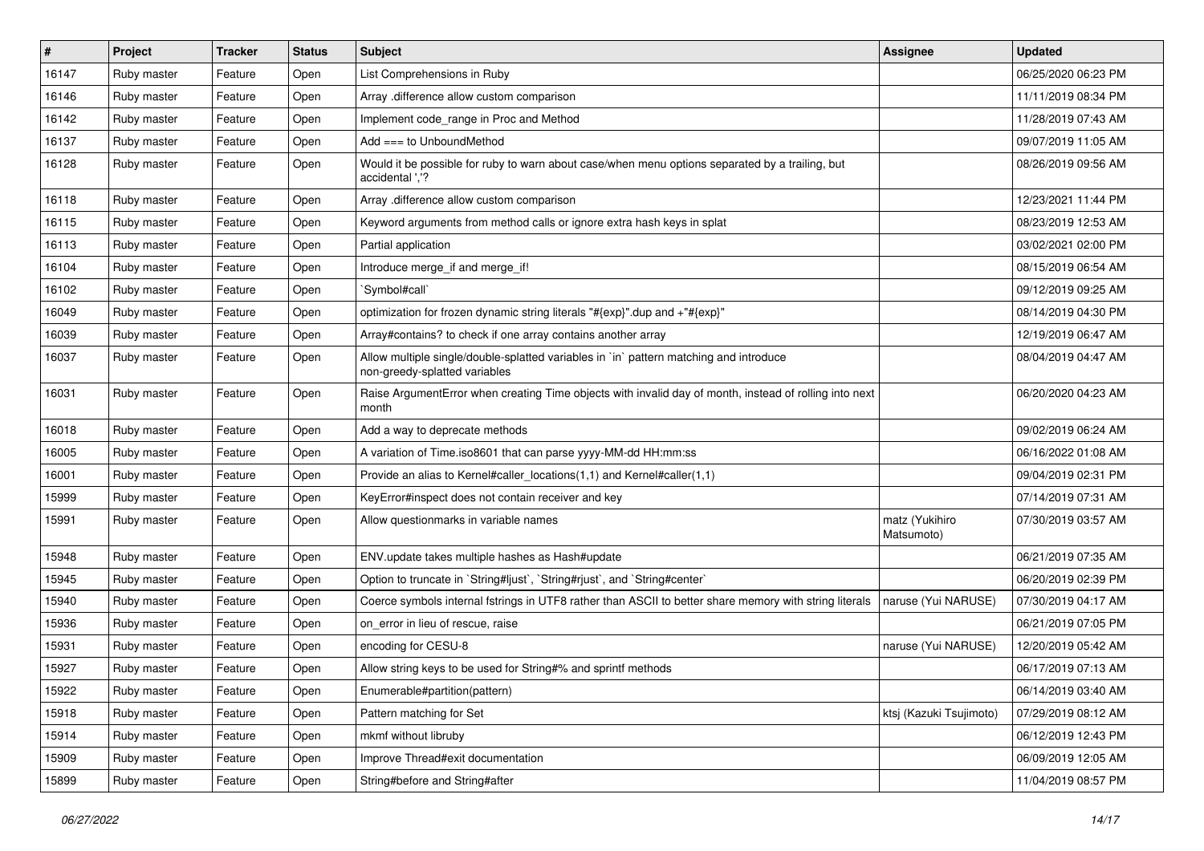| # | Project | Tracker | Status | Subject | Assignee | Updated |
|---|---|---|---|---|---|---|
| 16147 | Ruby master | Feature | Open | List Comprehensions in Ruby | | 06/25/2020 06:23 PM |
| 16146 | Ruby master | Feature | Open | Array .difference allow custom comparison | | 11/11/2019 08:34 PM |
| 16142 | Ruby master | Feature | Open | Implement code_range in Proc and Method | | 11/28/2019 07:43 AM |
| 16137 | Ruby master | Feature | Open | Add === to UnboundMethod | | 09/07/2019 11:05 AM |
| 16128 | Ruby master | Feature | Open | Would it be possible for ruby to warn about case/when menu options separated by a trailing, but accidental ','? | | 08/26/2019 09:56 AM |
| 16118 | Ruby master | Feature | Open | Array .difference allow custom comparison | | 12/23/2021 11:44 PM |
| 16115 | Ruby master | Feature | Open | Keyword arguments from method calls or ignore extra hash keys in splat | | 08/23/2019 12:53 AM |
| 16113 | Ruby master | Feature | Open | Partial application | | 03/02/2021 02:00 PM |
| 16104 | Ruby master | Feature | Open | Introduce merge_if and merge_if! | | 08/15/2019 06:54 AM |
| 16102 | Ruby master | Feature | Open | `Symbol#call` | | 09/12/2019 09:25 AM |
| 16049 | Ruby master | Feature | Open | optimization for frozen dynamic string literals "#{exp}".dup and +"#{exp}" | | 08/14/2019 04:30 PM |
| 16039 | Ruby master | Feature | Open | Array#contains? to check if one array contains another array | | 12/19/2019 06:47 AM |
| 16037 | Ruby master | Feature | Open | Allow multiple single/double-splatted variables in `in` pattern matching and introduce non-greedy-splatted variables | | 08/04/2019 04:47 AM |
| 16031 | Ruby master | Feature | Open | Raise ArgumentError when creating Time objects with invalid day of month, instead of rolling into next month | | 06/20/2020 04:23 AM |
| 16018 | Ruby master | Feature | Open | Add a way to deprecate methods | | 09/02/2019 06:24 AM |
| 16005 | Ruby master | Feature | Open | A variation of Time.iso8601 that can parse yyyy-MM-dd HH:mm:ss | | 06/16/2022 01:08 AM |
| 16001 | Ruby master | Feature | Open | Provide an alias to Kernel#caller_locations(1,1) and Kernel#caller(1,1) | | 09/04/2019 02:31 PM |
| 15999 | Ruby master | Feature | Open | KeyError#inspect does not contain receiver and key | | 07/14/2019 07:31 AM |
| 15991 | Ruby master | Feature | Open | Allow questionmarks in variable names | matz (Yukihiro Matsumoto) | 07/30/2019 03:57 AM |
| 15948 | Ruby master | Feature | Open | ENV.update takes multiple hashes as Hash#update | | 06/21/2019 07:35 AM |
| 15945 | Ruby master | Feature | Open | Option to truncate in `String#ljust`, `String#rjust`, and `String#center` | | 06/20/2019 02:39 PM |
| 15940 | Ruby master | Feature | Open | Coerce symbols internal fstrings in UTF8 rather than ASCII to better share memory with string literals | naruse (Yui NARUSE) | 07/30/2019 04:17 AM |
| 15936 | Ruby master | Feature | Open | on_error in lieu of rescue, raise | | 06/21/2019 07:05 PM |
| 15931 | Ruby master | Feature | Open | encoding for CESU-8 | naruse (Yui NARUSE) | 12/20/2019 05:42 AM |
| 15927 | Ruby master | Feature | Open | Allow string keys to be used for String#% and sprintf methods | | 06/17/2019 07:13 AM |
| 15922 | Ruby master | Feature | Open | Enumerable#partition(pattern) | | 06/14/2019 03:40 AM |
| 15918 | Ruby master | Feature | Open | Pattern matching for Set | ktsj (Kazuki Tsujimoto) | 07/29/2019 08:12 AM |
| 15914 | Ruby master | Feature | Open | mkmf without libruby | | 06/12/2019 12:43 PM |
| 15909 | Ruby master | Feature | Open | Improve Thread#exit documentation | | 06/09/2019 12:05 AM |
| 15899 | Ruby master | Feature | Open | String#before and String#after | | 11/04/2019 08:57 PM |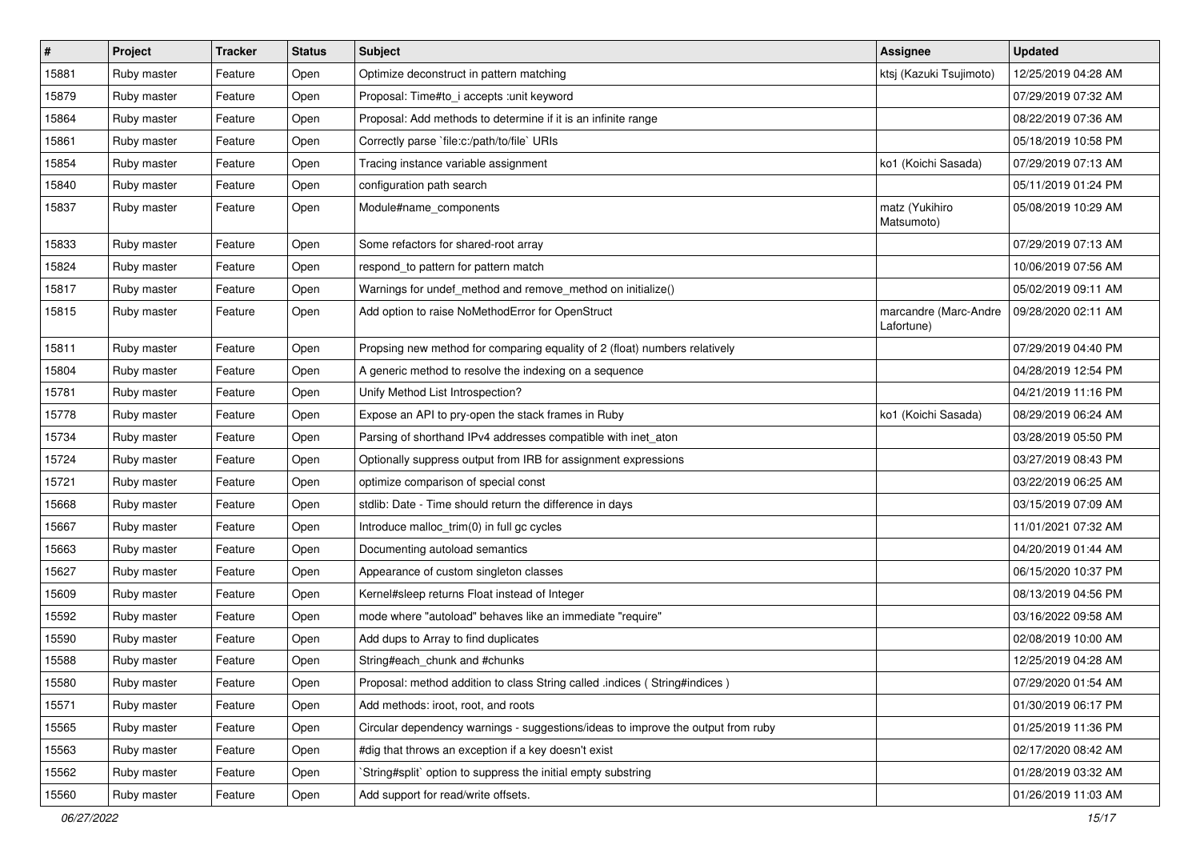| # | Project | Tracker | Status | Subject | Assignee | Updated |
|---|---|---|---|---|---|---|
| 15881 | Ruby master | Feature | Open | Optimize deconstruct in pattern matching | ktsj (Kazuki Tsujimoto) | 12/25/2019 04:28 AM |
| 15879 | Ruby master | Feature | Open | Proposal: Time#to_i accepts :unit keyword | | 07/29/2019 07:32 AM |
| 15864 | Ruby master | Feature | Open | Proposal: Add methods to determine if it is an infinite range | | 08/22/2019 07:36 AM |
| 15861 | Ruby master | Feature | Open | Correctly parse `file:c:/path/to/file` URIs | | 05/18/2019 10:58 PM |
| 15854 | Ruby master | Feature | Open | Tracing instance variable assignment | ko1 (Koichi Sasada) | 07/29/2019 07:13 AM |
| 15840 | Ruby master | Feature | Open | configuration path search | | 05/11/2019 01:24 PM |
| 15837 | Ruby master | Feature | Open | Module#name_components | matz (Yukihiro Matsumoto) | 05/08/2019 10:29 AM |
| 15833 | Ruby master | Feature | Open | Some refactors for shared-root array | | 07/29/2019 07:13 AM |
| 15824 | Ruby master | Feature | Open | respond_to pattern for pattern match | | 10/06/2019 07:56 AM |
| 15817 | Ruby master | Feature | Open | Warnings for undef_method and remove_method on initialize() | | 05/02/2019 09:11 AM |
| 15815 | Ruby master | Feature | Open | Add option to raise NoMethodError for OpenStruct | marcandre (Marc-Andre Lafortune) | 09/28/2020 02:11 AM |
| 15811 | Ruby master | Feature | Open | Propsing new method for comparing equality of 2 (float) numbers relatively | | 07/29/2019 04:40 PM |
| 15804 | Ruby master | Feature | Open | A generic method to resolve the indexing on a sequence | | 04/28/2019 12:54 PM |
| 15781 | Ruby master | Feature | Open | Unify Method List Introspection? | | 04/21/2019 11:16 PM |
| 15778 | Ruby master | Feature | Open | Expose an API to pry-open the stack frames in Ruby | ko1 (Koichi Sasada) | 08/29/2019 06:24 AM |
| 15734 | Ruby master | Feature | Open | Parsing of shorthand IPv4 addresses compatible with inet_aton | | 03/28/2019 05:50 PM |
| 15724 | Ruby master | Feature | Open | Optionally suppress output from IRB for assignment expressions | | 03/27/2019 08:43 PM |
| 15721 | Ruby master | Feature | Open | optimize comparison of special const | | 03/22/2019 06:25 AM |
| 15668 | Ruby master | Feature | Open | stdlib: Date - Time should return the difference in days | | 03/15/2019 07:09 AM |
| 15667 | Ruby master | Feature | Open | Introduce malloc_trim(0) in full gc cycles | | 11/01/2021 07:32 AM |
| 15663 | Ruby master | Feature | Open | Documenting autoload semantics | | 04/20/2019 01:44 AM |
| 15627 | Ruby master | Feature | Open | Appearance of custom singleton classes | | 06/15/2020 10:37 PM |
| 15609 | Ruby master | Feature | Open | Kernel#sleep returns Float instead of Integer | | 08/13/2019 04:56 PM |
| 15592 | Ruby master | Feature | Open | mode where "autoload" behaves like an immediate "require" | | 03/16/2022 09:58 AM |
| 15590 | Ruby master | Feature | Open | Add dups to Array to find duplicates | | 02/08/2019 10:00 AM |
| 15588 | Ruby master | Feature | Open | String#each_chunk and #chunks | | 12/25/2019 04:28 AM |
| 15580 | Ruby master | Feature | Open | Proposal: method addition to class String called .indices ( String#indices ) | | 07/29/2020 01:54 AM |
| 15571 | Ruby master | Feature | Open | Add methods: iroot, root, and roots | | 01/30/2019 06:17 PM |
| 15565 | Ruby master | Feature | Open | Circular dependency warnings - suggestions/ideas to improve the output from ruby | | 01/25/2019 11:36 PM |
| 15563 | Ruby master | Feature | Open | #dig that throws an exception if a key doesn't exist | | 02/17/2020 08:42 AM |
| 15562 | Ruby master | Feature | Open | `String#split` option to suppress the initial empty substring | | 01/28/2019 03:32 AM |
| 15560 | Ruby master | Feature | Open | Add support for read/write offsets. | | 01/26/2019 11:03 AM |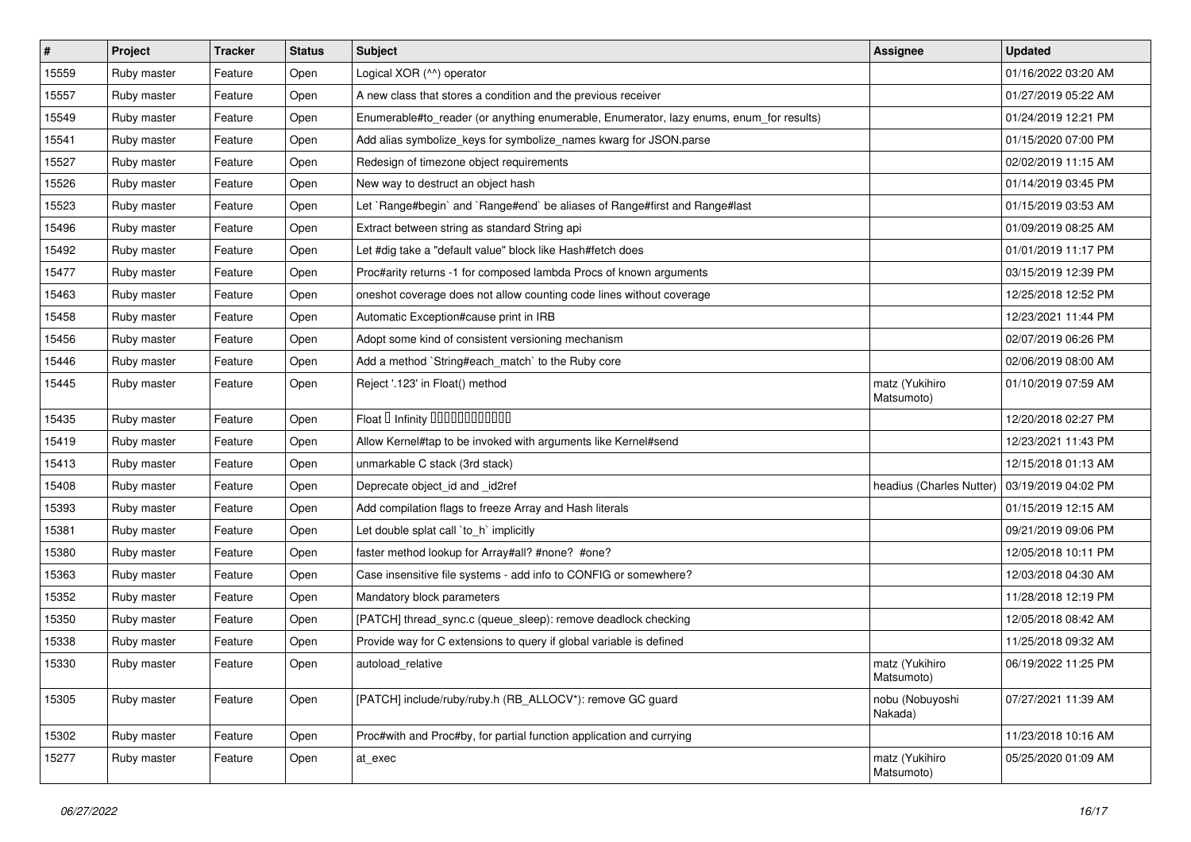| # | Project | Tracker | Status | Subject | Assignee | Updated |
|---|---|---|---|---|---|---|
| 15559 | Ruby master | Feature | Open | Logical XOR (^^) operator | | 01/16/2022 03:20 AM |
| 15557 | Ruby master | Feature | Open | A new class that stores a condition and the previous receiver | | 01/27/2019 05:22 AM |
| 15549 | Ruby master | Feature | Open | Enumerable#to_reader (or anything enumerable, Enumerator, lazy enums, enum_for results) | | 01/24/2019 12:21 PM |
| 15541 | Ruby master | Feature | Open | Add alias symbolize_keys for symbolize_names kwarg for JSON.parse | | 01/15/2020 07:00 PM |
| 15527 | Ruby master | Feature | Open | Redesign of timezone object requirements | | 02/02/2019 11:15 AM |
| 15526 | Ruby master | Feature | Open | New way to destruct an object hash | | 01/14/2019 03:45 PM |
| 15523 | Ruby master | Feature | Open | Let `Range#begin` and `Range#end` be aliases of Range#first and Range#last | | 01/15/2019 03:53 AM |
| 15496 | Ruby master | Feature | Open | Extract between string as standard String api | | 01/09/2019 08:25 AM |
| 15492 | Ruby master | Feature | Open | Let #dig take a "default value" block like Hash#fetch does | | 01/01/2019 11:17 PM |
| 15477 | Ruby master | Feature | Open | Proc#arity returns -1 for composed lambda Procs of known arguments | | 03/15/2019 12:39 PM |
| 15463 | Ruby master | Feature | Open | oneshot coverage does not allow counting code lines without coverage | | 12/25/2018 12:52 PM |
| 15458 | Ruby master | Feature | Open | Automatic Exception#cause print in IRB | | 12/23/2021 11:44 PM |
| 15456 | Ruby master | Feature | Open | Adopt some kind of consistent versioning mechanism | | 02/07/2019 06:26 PM |
| 15446 | Ruby master | Feature | Open | Add a method `String#each_match` to the Ruby core | | 02/06/2019 08:00 AM |
| 15445 | Ruby master | Feature | Open | Reject '.123' in Float() method | matz (Yukihiro Matsumoto) | 01/10/2019 07:59 AM |
| 15435 | Ruby master | Feature | Open | Float ▯ Infinity ▯▯▯▯▯▯▯▯▯▯▯▯ | | 12/20/2018 02:27 PM |
| 15419 | Ruby master | Feature | Open | Allow Kernel#tap to be invoked with arguments like Kernel#send | | 12/23/2021 11:43 PM |
| 15413 | Ruby master | Feature | Open | unmarkable C stack (3rd stack) | | 12/15/2018 01:13 AM |
| 15408 | Ruby master | Feature | Open | Deprecate object_id and _id2ref | headius (Charles Nutter) | 03/19/2019 04:02 PM |
| 15393 | Ruby master | Feature | Open | Add compilation flags to freeze Array and Hash literals | | 01/15/2019 12:15 AM |
| 15381 | Ruby master | Feature | Open | Let double splat call `to_h` implicitly | | 09/21/2019 09:06 PM |
| 15380 | Ruby master | Feature | Open | faster method lookup for Array#all? #none? #one? | | 12/05/2018 10:11 PM |
| 15363 | Ruby master | Feature | Open | Case insensitive file systems - add info to CONFIG or somewhere? | | 12/03/2018 04:30 AM |
| 15352 | Ruby master | Feature | Open | Mandatory block parameters | | 11/28/2018 12:19 PM |
| 15350 | Ruby master | Feature | Open | [PATCH] thread_sync.c (queue_sleep): remove deadlock checking | | 12/05/2018 08:42 AM |
| 15338 | Ruby master | Feature | Open | Provide way for C extensions to query if global variable is defined | | 11/25/2018 09:32 AM |
| 15330 | Ruby master | Feature | Open | autoload_relative | matz (Yukihiro Matsumoto) | 06/19/2022 11:25 PM |
| 15305 | Ruby master | Feature | Open | [PATCH] include/ruby/ruby.h (RB_ALLOCV*): remove GC guard | nobu (Nobuyoshi Nakada) | 07/27/2021 11:39 AM |
| 15302 | Ruby master | Feature | Open | Proc#with and Proc#by, for partial function application and currying | | 11/23/2018 10:16 AM |
| 15277 | Ruby master | Feature | Open | at_exec | matz (Yukihiro Matsumoto) | 05/25/2020 01:09 AM |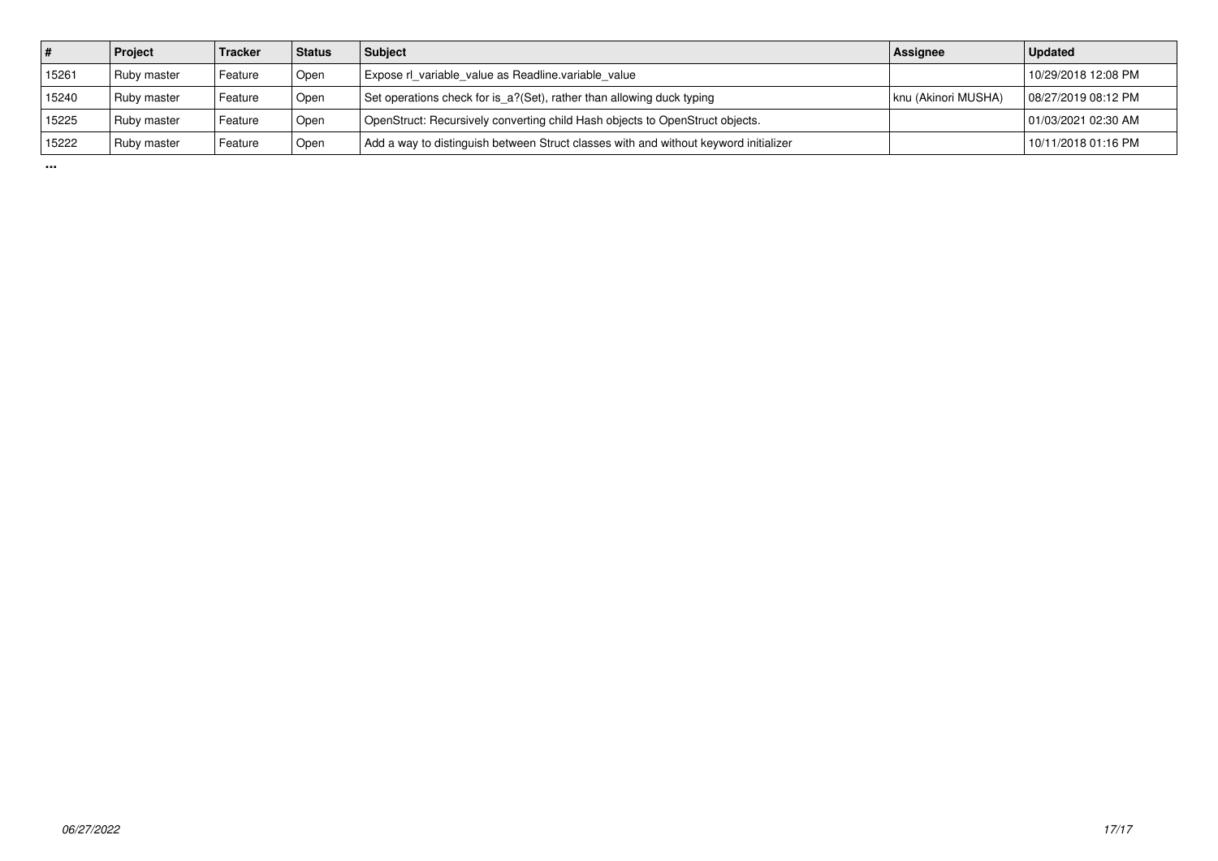| # | Project | Tracker | Status | Subject | Assignee | Updated |
|---|---|---|---|---|---|---|
| 15261 | Ruby master | Feature | Open | Expose rl_variable_value as Readline.variable_value | | 10/29/2018 12:08 PM |
| 15240 | Ruby master | Feature | Open | Set operations check for is_a?(Set), rather than allowing duck typing | knu (Akinori MUSHA) | 08/27/2019 08:12 PM |
| 15225 | Ruby master | Feature | Open | OpenStruct: Recursively converting child Hash objects to OpenStruct objects. | | 01/03/2021 02:30 AM |
| 15222 | Ruby master | Feature | Open | Add a way to distinguish between Struct classes with and without keyword initializer | | 10/11/2018 01:16 PM |

...